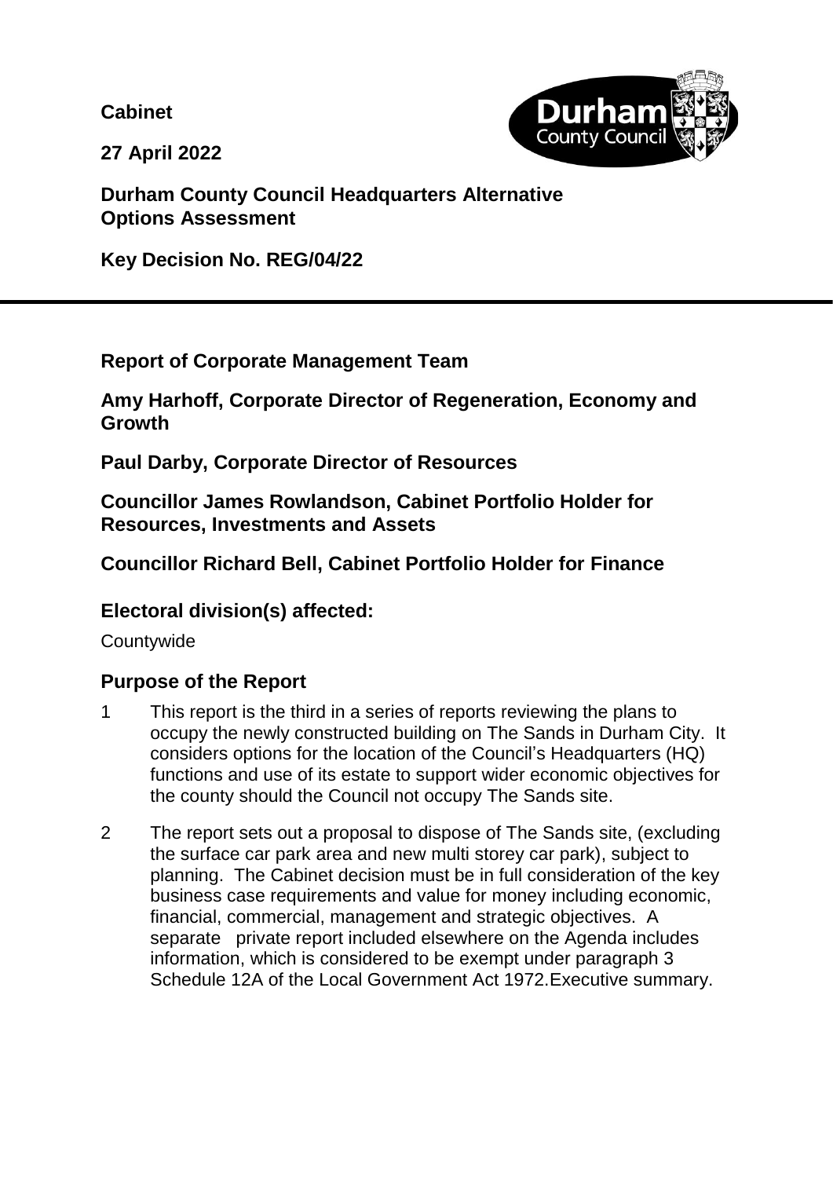**Cabinet**

**27 April 2022**

**Durham County Council Headquarters Alternative Options Assessment**

**Key Decision No. REG/04/22**

---

**Report of Corporate Management Team**

**Amy Harhoff, Corporate Director of Regeneration, Economy and Growth**

**Paul Darby, Corporate Director of Resources**

**Councillor James Rowlandson, Cabinet Portfolio Holder for Resources, Investments and Assets**

**Councillor Richard Bell, Cabinet Portfolio Holder for Finance**

## Electoral division(s) affected:

Countywide

## Purpose of the Report

1 This report is the third in a series of reports reviewing the plans to occupy the newly constructed building on The Sands in Durham City. It considers options for the location of the Council's Headquarters (HQ) functions and use of its estate to support wider economic objectives for the county should the Council not occupy The Sands site.

2 The report sets out a proposal to dispose of The Sands site, (excluding the surface car park area and new multi storey car park), subject to planning. The Cabinet decision must be in full consideration of the key business case requirements and value for money including economic, financial, commercial, management and strategic objectives. A separate private report included elsewhere on the Agenda includes information, which is considered to be exempt under paragraph 3 Schedule 12A of the Local Government Act 1972.Executive summary.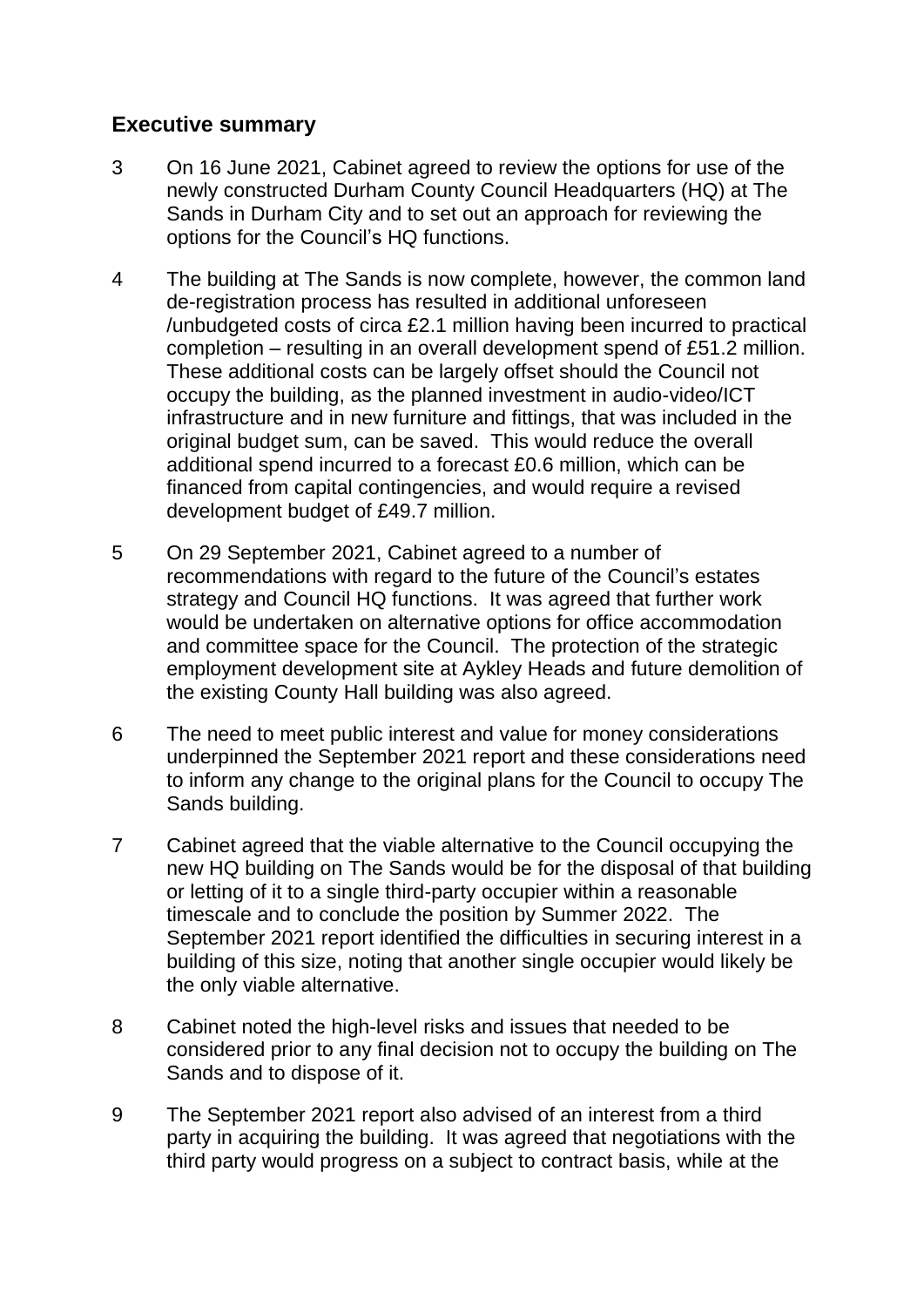## Executive summary

3 On 16 June 2021, Cabinet agreed to review the options for use of the newly constructed Durham County Council Headquarters (HQ) at The Sands in Durham City and to set out an approach for reviewing the options for the Council's HQ functions.

4 The building at The Sands is now complete, however, the common land de-registration process has resulted in additional unforeseen /unbudgeted costs of circa £2.1 million having been incurred to practical completion – resulting in an overall development spend of £51.2 million. These additional costs can be largely offset should the Council not occupy the building, as the planned investment in audio-video/ICT infrastructure and in new furniture and fittings, that was included in the original budget sum, can be saved. This would reduce the overall additional spend incurred to a forecast £0.6 million, which can be financed from capital contingencies, and would require a revised development budget of £49.7 million.

5 On 29 September 2021, Cabinet agreed to a number of recommendations with regard to the future of the Council's estates strategy and Council HQ functions. It was agreed that further work would be undertaken on alternative options for office accommodation and committee space for the Council. The protection of the strategic employment development site at Aykley Heads and future demolition of the existing County Hall building was also agreed.

6 The need to meet public interest and value for money considerations underpinned the September 2021 report and these considerations need to inform any change to the original plans for the Council to occupy The Sands building.

7 Cabinet agreed that the viable alternative to the Council occupying the new HQ building on The Sands would be for the disposal of that building or letting of it to a single third-party occupier within a reasonable timescale and to conclude the position by Summer 2022. The September 2021 report identified the difficulties in securing interest in a building of this size, noting that another single occupier would likely be the only viable alternative.

8 Cabinet noted the high-level risks and issues that needed to be considered prior to any final decision not to occupy the building on The Sands and to dispose of it.

9 The September 2021 report also advised of an interest from a third party in acquiring the building. It was agreed that negotiations with the third party would progress on a subject to contract basis, while at the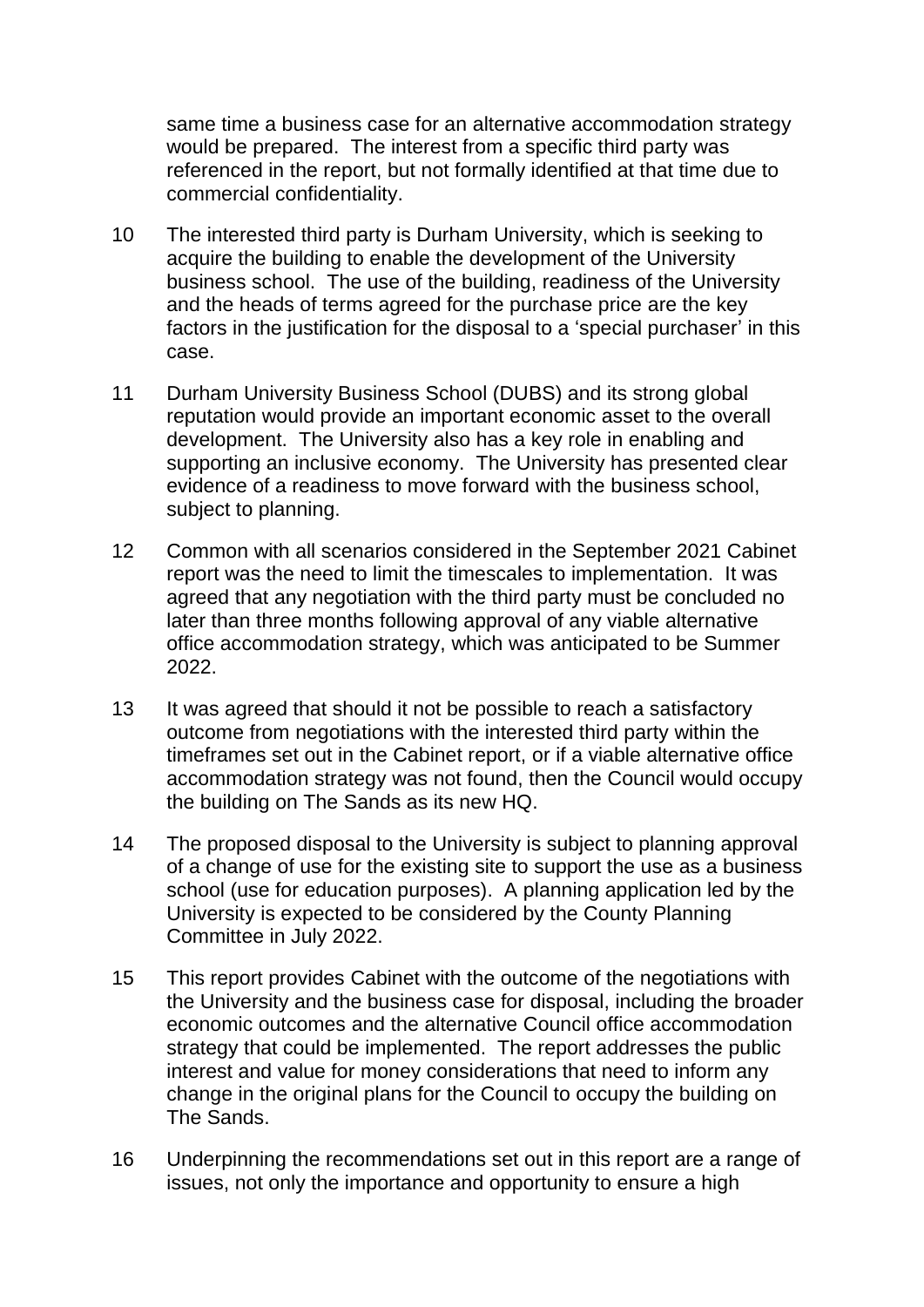same time a business case for an alternative accommodation strategy would be prepared. The interest from a specific third party was referenced in the report, but not formally identified at that time due to commercial confidentiality.

10 The interested third party is Durham University, which is seeking to acquire the building to enable the development of the University business school. The use of the building, readiness of the University and the heads of terms agreed for the purchase price are the key factors in the justification for the disposal to a 'special purchaser' in this case.

11 Durham University Business School (DUBS) and its strong global reputation would provide an important economic asset to the overall development. The University also has a key role in enabling and supporting an inclusive economy. The University has presented clear evidence of a readiness to move forward with the business school, subject to planning.

12 Common with all scenarios considered in the September 2021 Cabinet report was the need to limit the timescales to implementation. It was agreed that any negotiation with the third party must be concluded no later than three months following approval of any viable alternative office accommodation strategy, which was anticipated to be Summer 2022.

13 It was agreed that should it not be possible to reach a satisfactory outcome from negotiations with the interested third party within the timeframes set out in the Cabinet report, or if a viable alternative office accommodation strategy was not found, then the Council would occupy the building on The Sands as its new HQ.

14 The proposed disposal to the University is subject to planning approval of a change of use for the existing site to support the use as a business school (use for education purposes). A planning application led by the University is expected to be considered by the County Planning Committee in July 2022.

15 This report provides Cabinet with the outcome of the negotiations with the University and the business case for disposal, including the broader economic outcomes and the alternative Council office accommodation strategy that could be implemented. The report addresses the public interest and value for money considerations that need to inform any change in the original plans for the Council to occupy the building on The Sands.

16 Underpinning the recommendations set out in this report are a range of issues, not only the importance and opportunity to ensure a high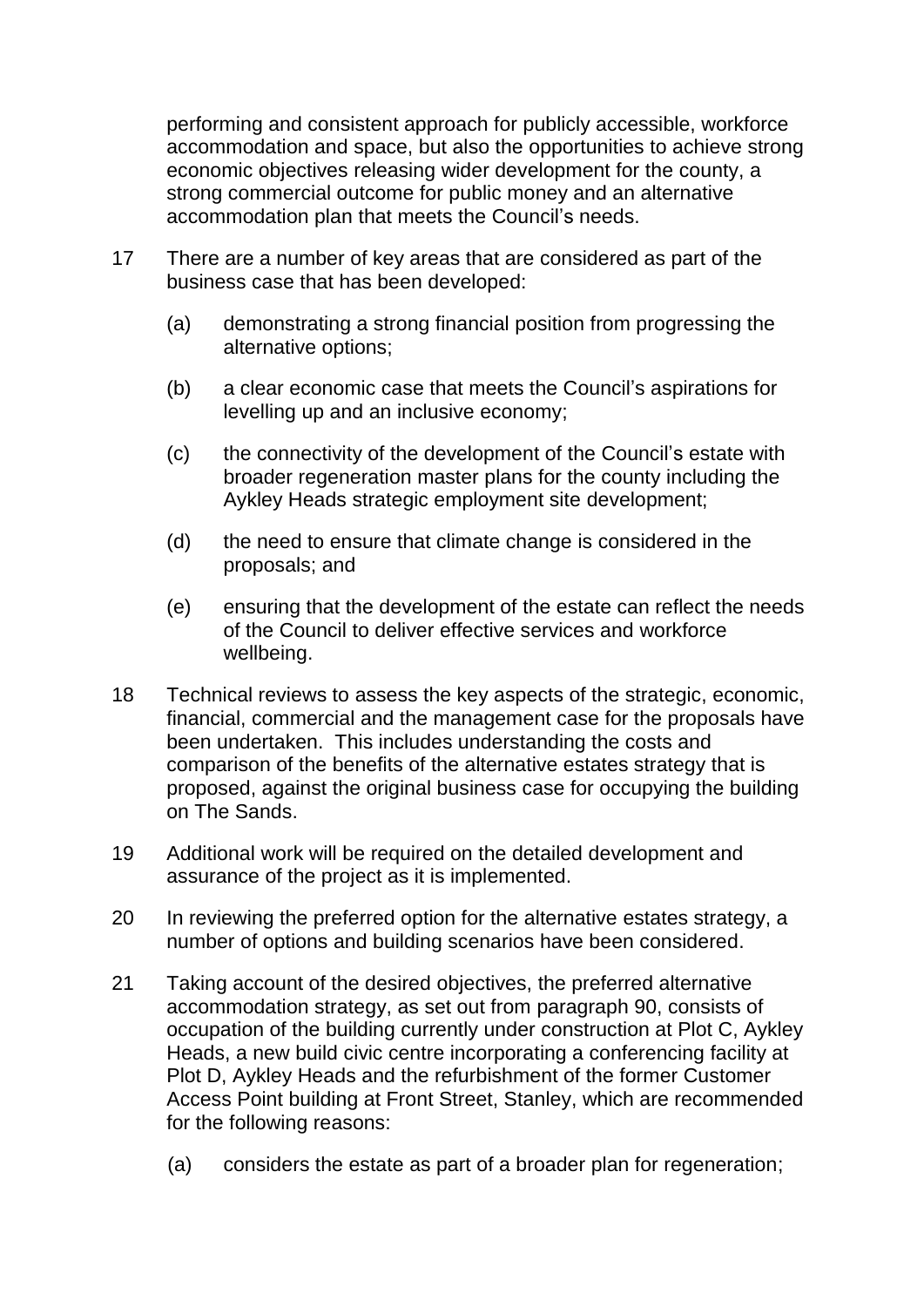performing and consistent approach for publicly accessible, workforce accommodation and space, but also the opportunities to achieve strong economic objectives releasing wider development for the county, a strong commercial outcome for public money and an alternative accommodation plan that meets the Council's needs.

17 There are a number of key areas that are considered as part of the business case that has been developed:

(a) demonstrating a strong financial position from progressing the alternative options;

(b) a clear economic case that meets the Council's aspirations for levelling up and an inclusive economy;

(c) the connectivity of the development of the Council's estate with broader regeneration master plans for the county including the Aykley Heads strategic employment site development;

(d) the need to ensure that climate change is considered in the proposals; and

(e) ensuring that the development of the estate can reflect the needs of the Council to deliver effective services and workforce wellbeing.

18 Technical reviews to assess the key aspects of the strategic, economic, financial, commercial and the management case for the proposals have been undertaken. This includes understanding the costs and comparison of the benefits of the alternative estates strategy that is proposed, against the original business case for occupying the building on The Sands.

19 Additional work will be required on the detailed development and assurance of the project as it is implemented.

20 In reviewing the preferred option for the alternative estates strategy, a number of options and building scenarios have been considered.

21 Taking account of the desired objectives, the preferred alternative accommodation strategy, as set out from paragraph 90, consists of occupation of the building currently under construction at Plot C, Aykley Heads, a new build civic centre incorporating a conferencing facility at Plot D, Aykley Heads and the refurbishment of the former Customer Access Point building at Front Street, Stanley, which are recommended for the following reasons:

(a) considers the estate as part of a broader plan for regeneration;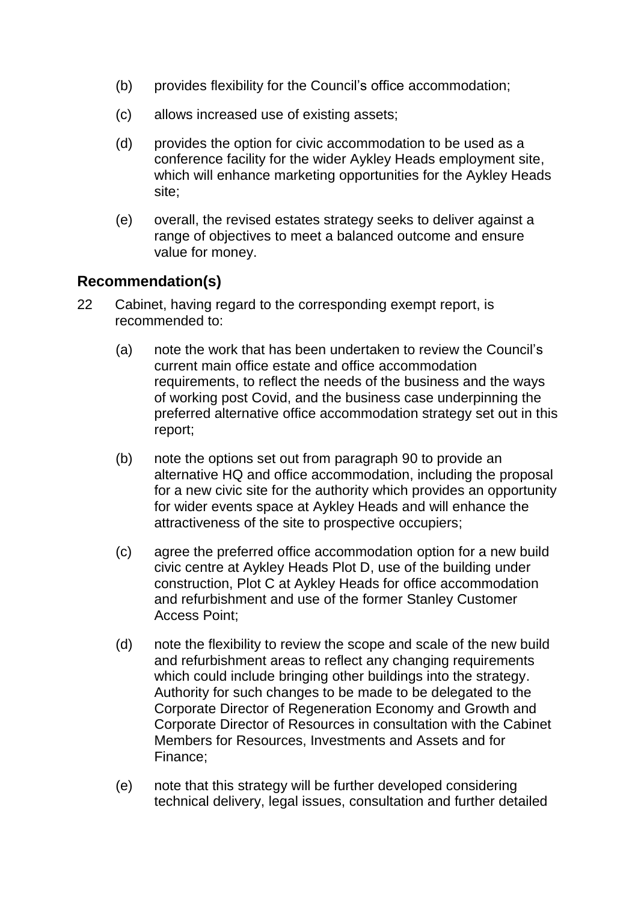(b) provides flexibility for the Council's office accommodation;

(c) allows increased use of existing assets;

(d) provides the option for civic accommodation to be used as a conference facility for the wider Aykley Heads employment site, which will enhance marketing opportunities for the Aykley Heads site;

(e) overall, the revised estates strategy seeks to deliver against a range of objectives to meet a balanced outcome and ensure value for money.

## Recommendation(s)

22 Cabinet, having regard to the corresponding exempt report, is recommended to:

(a) note the work that has been undertaken to review the Council's current main office estate and office accommodation requirements, to reflect the needs of the business and the ways of working post Covid, and the business case underpinning the preferred alternative office accommodation strategy set out in this report;

(b) note the options set out from paragraph 90 to provide an alternative HQ and office accommodation, including the proposal for a new civic site for the authority which provides an opportunity for wider events space at Aykley Heads and will enhance the attractiveness of the site to prospective occupiers;

(c) agree the preferred office accommodation option for a new build civic centre at Aykley Heads Plot D, use of the building under construction, Plot C at Aykley Heads for office accommodation and refurbishment and use of the former Stanley Customer Access Point;

(d) note the flexibility to review the scope and scale of the new build and refurbishment areas to reflect any changing requirements which could include bringing other buildings into the strategy. Authority for such changes to be made to be delegated to the Corporate Director of Regeneration Economy and Growth and Corporate Director of Resources in consultation with the Cabinet Members for Resources, Investments and Assets and for Finance;

(e) note that this strategy will be further developed considering technical delivery, legal issues, consultation and further detailed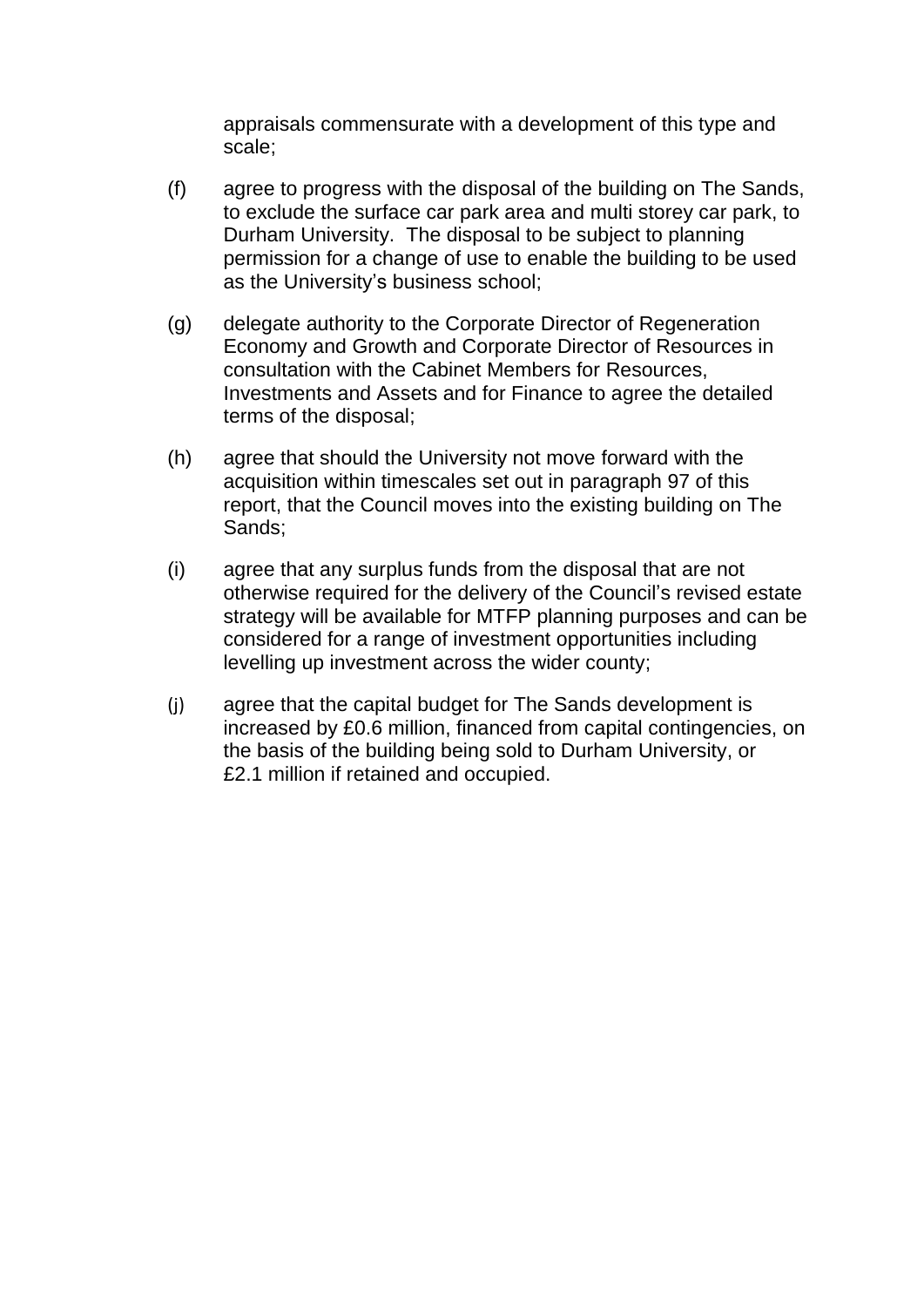appraisals commensurate with a development of this type and scale;

(f) agree to progress with the disposal of the building on The Sands, to exclude the surface car park area and multi storey car park, to Durham University. The disposal to be subject to planning permission for a change of use to enable the building to be used as the University's business school;

(g) delegate authority to the Corporate Director of Regeneration Economy and Growth and Corporate Director of Resources in consultation with the Cabinet Members for Resources, Investments and Assets and for Finance to agree the detailed terms of the disposal;

(h) agree that should the University not move forward with the acquisition within timescales set out in paragraph 97 of this report, that the Council moves into the existing building on The Sands;

(i) agree that any surplus funds from the disposal that are not otherwise required for the delivery of the Council's revised estate strategy will be available for MTFP planning purposes and can be considered for a range of investment opportunities including levelling up investment across the wider county;

(j) agree that the capital budget for The Sands development is increased by £0.6 million, financed from capital contingencies, on the basis of the building being sold to Durham University, or £2.1 million if retained and occupied.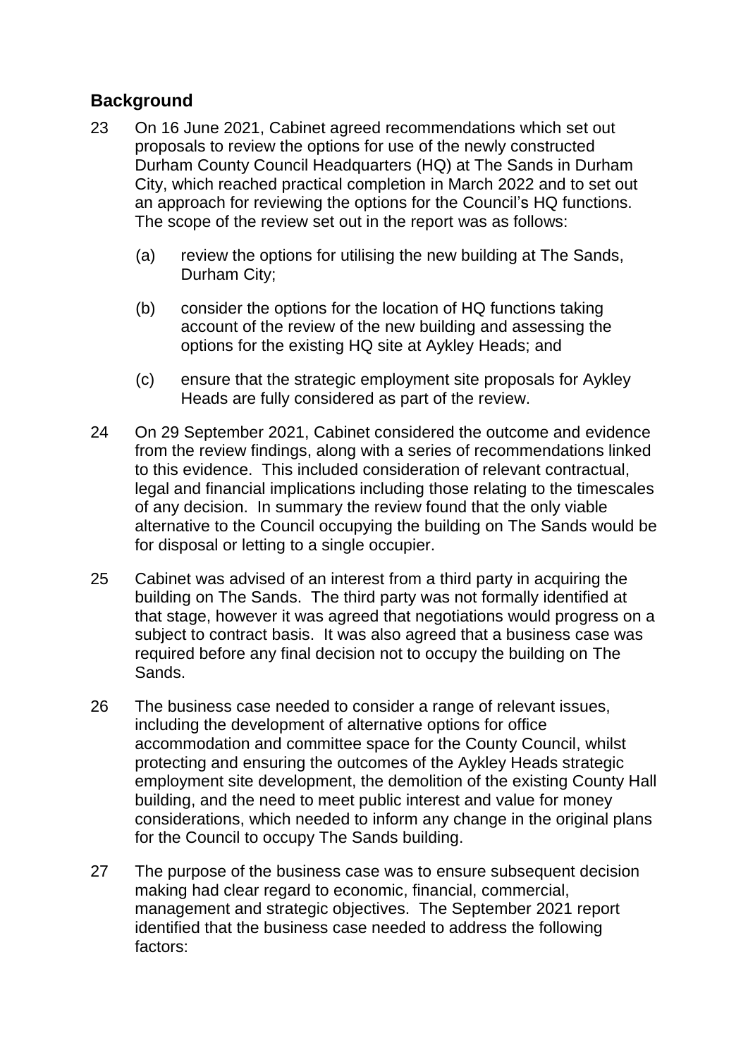## Background

23 On 16 June 2021, Cabinet agreed recommendations which set out proposals to review the options for use of the newly constructed Durham County Council Headquarters (HQ) at The Sands in Durham City, which reached practical completion in March 2022 and to set out an approach for reviewing the options for the Council's HQ functions. The scope of the review set out in the report was as follows:

   (a) review the options for utilising the new building at The Sands, Durham City;

   (b) consider the options for the location of HQ functions taking account of the review of the new building and assessing the options for the existing HQ site at Aykley Heads; and

   (c) ensure that the strategic employment site proposals for Aykley Heads are fully considered as part of the review.

24 On 29 September 2021, Cabinet considered the outcome and evidence from the review findings, along with a series of recommendations linked to this evidence. This included consideration of relevant contractual, legal and financial implications including those relating to the timescales of any decision. In summary the review found that the only viable alternative to the Council occupying the building on The Sands would be for disposal or letting to a single occupier.

25 Cabinet was advised of an interest from a third party in acquiring the building on The Sands. The third party was not formally identified at that stage, however it was agreed that negotiations would progress on a subject to contract basis. It was also agreed that a business case was required before any final decision not to occupy the building on The Sands.

26 The business case needed to consider a range of relevant issues, including the development of alternative options for office accommodation and committee space for the County Council, whilst protecting and ensuring the outcomes of the Aykley Heads strategic employment site development, the demolition of the existing County Hall building, and the need to meet public interest and value for money considerations, which needed to inform any change in the original plans for the Council to occupy The Sands building.

27 The purpose of the business case was to ensure subsequent decision making had clear regard to economic, financial, commercial, management and strategic objectives. The September 2021 report identified that the business case needed to address the following factors: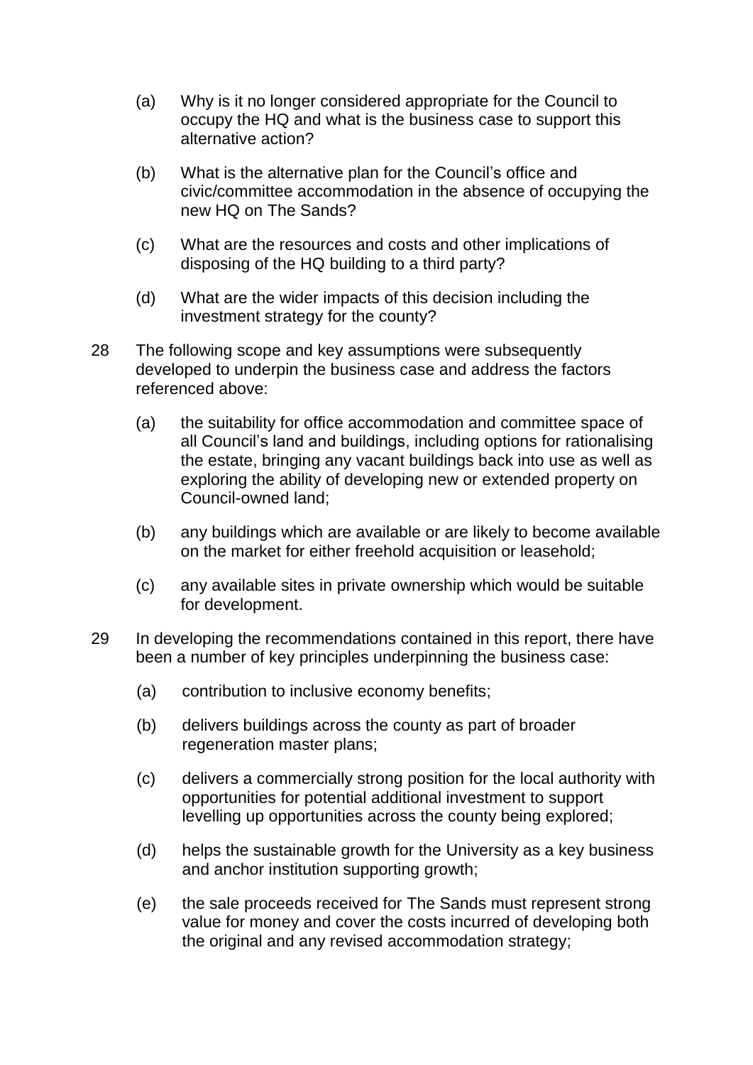(a) Why is it no longer considered appropriate for the Council to occupy the HQ and what is the business case to support this alternative action?

(b) What is the alternative plan for the Council's office and civic/committee accommodation in the absence of occupying the new HQ on The Sands?

(c) What are the resources and costs and other implications of disposing of the HQ building to a third party?

(d) What are the wider impacts of this decision including the investment strategy for the county?

28 The following scope and key assumptions were subsequently developed to underpin the business case and address the factors referenced above:

(a) the suitability for office accommodation and committee space of all Council's land and buildings, including options for rationalising the estate, bringing any vacant buildings back into use as well as exploring the ability of developing new or extended property on Council-owned land;

(b) any buildings which are available or are likely to become available on the market for either freehold acquisition or leasehold;

(c) any available sites in private ownership which would be suitable for development.

29 In developing the recommendations contained in this report, there have been a number of key principles underpinning the business case:

(a) contribution to inclusive economy benefits;

(b) delivers buildings across the county as part of broader regeneration master plans;

(c) delivers a commercially strong position for the local authority with opportunities for potential additional investment to support levelling up opportunities across the county being explored;

(d) helps the sustainable growth for the University as a key business and anchor institution supporting growth;

(e) the sale proceeds received for The Sands must represent strong value for money and cover the costs incurred of developing both the original and any revised accommodation strategy;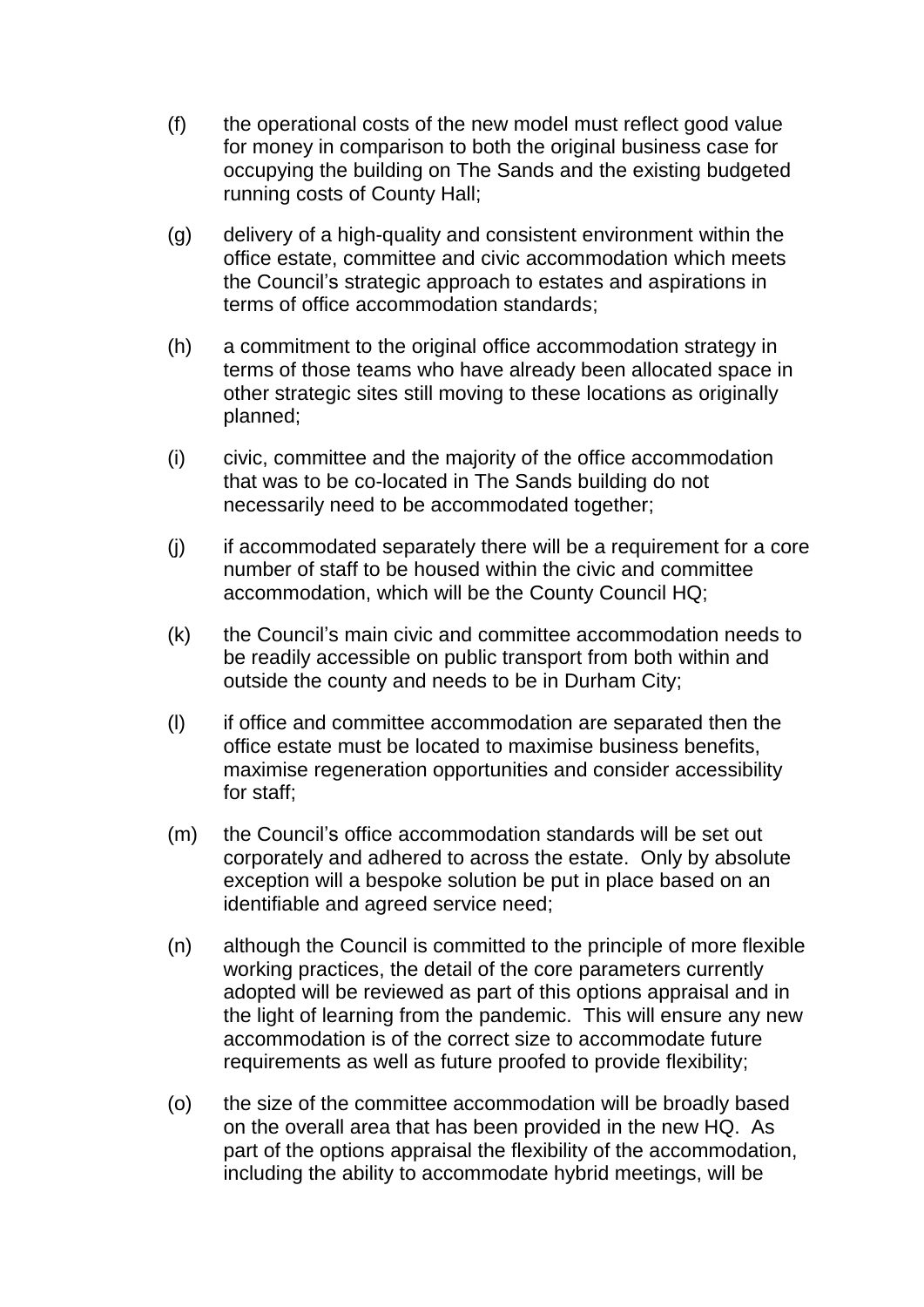(f) the operational costs of the new model must reflect good value for money in comparison to both the original business case for occupying the building on The Sands and the existing budgeted running costs of County Hall;

(g) delivery of a high-quality and consistent environment within the office estate, committee and civic accommodation which meets the Council's strategic approach to estates and aspirations in terms of office accommodation standards;

(h) a commitment to the original office accommodation strategy in terms of those teams who have already been allocated space in other strategic sites still moving to these locations as originally planned;

(i) civic, committee and the majority of the office accommodation that was to be co-located in The Sands building do not necessarily need to be accommodated together;

(j) if accommodated separately there will be a requirement for a core number of staff to be housed within the civic and committee accommodation, which will be the County Council HQ;

(k) the Council's main civic and committee accommodation needs to be readily accessible on public transport from both within and outside the county and needs to be in Durham City;

(l) if office and committee accommodation are separated then the office estate must be located to maximise business benefits, maximise regeneration opportunities and consider accessibility for staff;

(m) the Council's office accommodation standards will be set out corporately and adhered to across the estate. Only by absolute exception will a bespoke solution be put in place based on an identifiable and agreed service need;

(n) although the Council is committed to the principle of more flexible working practices, the detail of the core parameters currently adopted will be reviewed as part of this options appraisal and in the light of learning from the pandemic. This will ensure any new accommodation is of the correct size to accommodate future requirements as well as future proofed to provide flexibility;

(o) the size of the committee accommodation will be broadly based on the overall area that has been provided in the new HQ. As part of the options appraisal the flexibility of the accommodation, including the ability to accommodate hybrid meetings, will be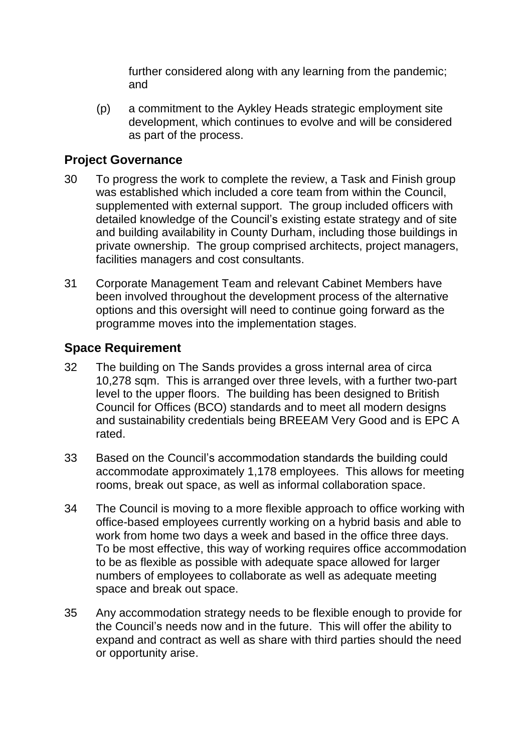further considered along with any learning from the pandemic; and

(p) a commitment to the Aykley Heads strategic employment site development, which continues to evolve and will be considered as part of the process.

## Project Governance

30 To progress the work to complete the review, a Task and Finish group was established which included a core team from within the Council, supplemented with external support. The group included officers with detailed knowledge of the Council's existing estate strategy and of site and building availability in County Durham, including those buildings in private ownership. The group comprised architects, project managers, facilities managers and cost consultants.

31 Corporate Management Team and relevant Cabinet Members have been involved throughout the development process of the alternative options and this oversight will need to continue going forward as the programme moves into the implementation stages.

## Space Requirement

32 The building on The Sands provides a gross internal area of circa 10,278 sqm. This is arranged over three levels, with a further two-part level to the upper floors. The building has been designed to British Council for Offices (BCO) standards and to meet all modern designs and sustainability credentials being BREEAM Very Good and is EPC A rated.

33 Based on the Council's accommodation standards the building could accommodate approximately 1,178 employees. This allows for meeting rooms, break out space, as well as informal collaboration space.

34 The Council is moving to a more flexible approach to office working with office-based employees currently working on a hybrid basis and able to work from home two days a week and based in the office three days. To be most effective, this way of working requires office accommodation to be as flexible as possible with adequate space allowed for larger numbers of employees to collaborate as well as adequate meeting space and break out space.

35 Any accommodation strategy needs to be flexible enough to provide for the Council's needs now and in the future. This will offer the ability to expand and contract as well as share with third parties should the need or opportunity arise.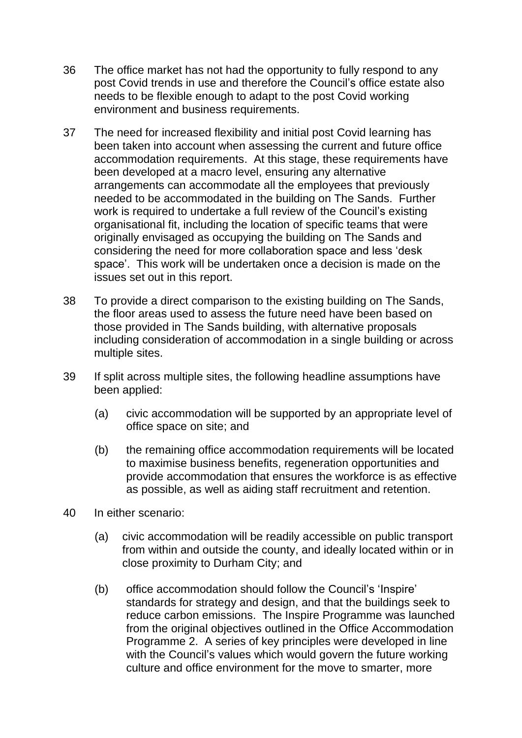36 The office market has not had the opportunity to fully respond to any post Covid trends in use and therefore the Council's office estate also needs to be flexible enough to adapt to the post Covid working environment and business requirements.

37 The need for increased flexibility and initial post Covid learning has been taken into account when assessing the current and future office accommodation requirements. At this stage, these requirements have been developed at a macro level, ensuring any alternative arrangements can accommodate all the employees that previously needed to be accommodated in the building on The Sands. Further work is required to undertake a full review of the Council's existing organisational fit, including the location of specific teams that were originally envisaged as occupying the building on The Sands and considering the need for more collaboration space and less 'desk space'. This work will be undertaken once a decision is made on the issues set out in this report.

38 To provide a direct comparison to the existing building on The Sands, the floor areas used to assess the future need have been based on those provided in The Sands building, with alternative proposals including consideration of accommodation in a single building or across multiple sites.

39 If split across multiple sites, the following headline assumptions have been applied:

(a) civic accommodation will be supported by an appropriate level of office space on site; and

(b) the remaining office accommodation requirements will be located to maximise business benefits, regeneration opportunities and provide accommodation that ensures the workforce is as effective as possible, as well as aiding staff recruitment and retention.

40 In either scenario:

(a) civic accommodation will be readily accessible on public transport from within and outside the county, and ideally located within or in close proximity to Durham City; and

(b) office accommodation should follow the Council's 'Inspire' standards for strategy and design, and that the buildings seek to reduce carbon emissions. The Inspire Programme was launched from the original objectives outlined in the Office Accommodation Programme 2. A series of key principles were developed in line with the Council's values which would govern the future working culture and office environment for the move to smarter, more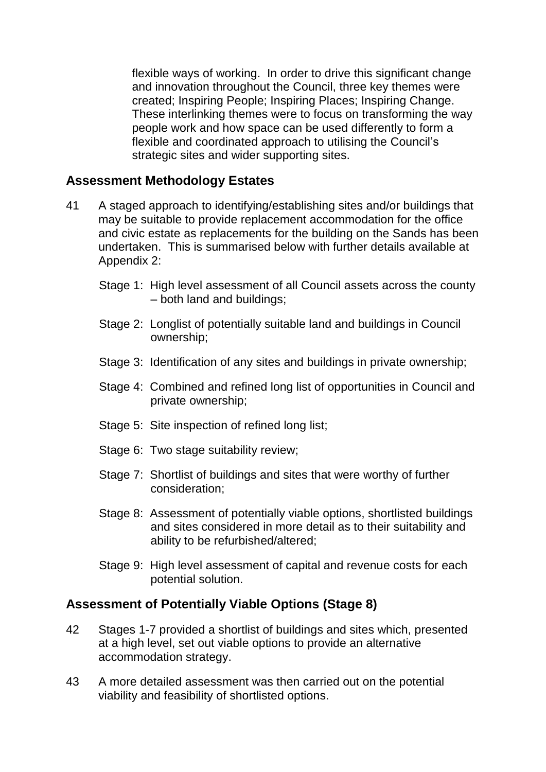flexible ways of working. In order to drive this significant change and innovation throughout the Council, three key themes were created; Inspiring People; Inspiring Places; Inspiring Change. These interlinking themes were to focus on transforming the way people work and how space can be used differently to form a flexible and coordinated approach to utilising the Council's strategic sites and wider supporting sites.

## Assessment Methodology Estates

41 A staged approach to identifying/establishing sites and/or buildings that may be suitable to provide replacement accommodation for the office and civic estate as replacements for the building on the Sands has been undertaken. This is summarised below with further details available at Appendix 2:

- Stage 1: High level assessment of all Council assets across the county – both land and buildings;
- Stage 2: Longlist of potentially suitable land and buildings in Council ownership;
- Stage 3: Identification of any sites and buildings in private ownership;
- Stage 4: Combined and refined long list of opportunities in Council and private ownership;
- Stage 5: Site inspection of refined long list;
- Stage 6: Two stage suitability review;
- Stage 7: Shortlist of buildings and sites that were worthy of further consideration;
- Stage 8: Assessment of potentially viable options, shortlisted buildings and sites considered in more detail as to their suitability and ability to be refurbished/altered;
- Stage 9: High level assessment of capital and revenue costs for each potential solution.

## Assessment of Potentially Viable Options (Stage 8)

42 Stages 1-7 provided a shortlist of buildings and sites which, presented at a high level, set out viable options to provide an alternative accommodation strategy.

43 A more detailed assessment was then carried out on the potential viability and feasibility of shortlisted options.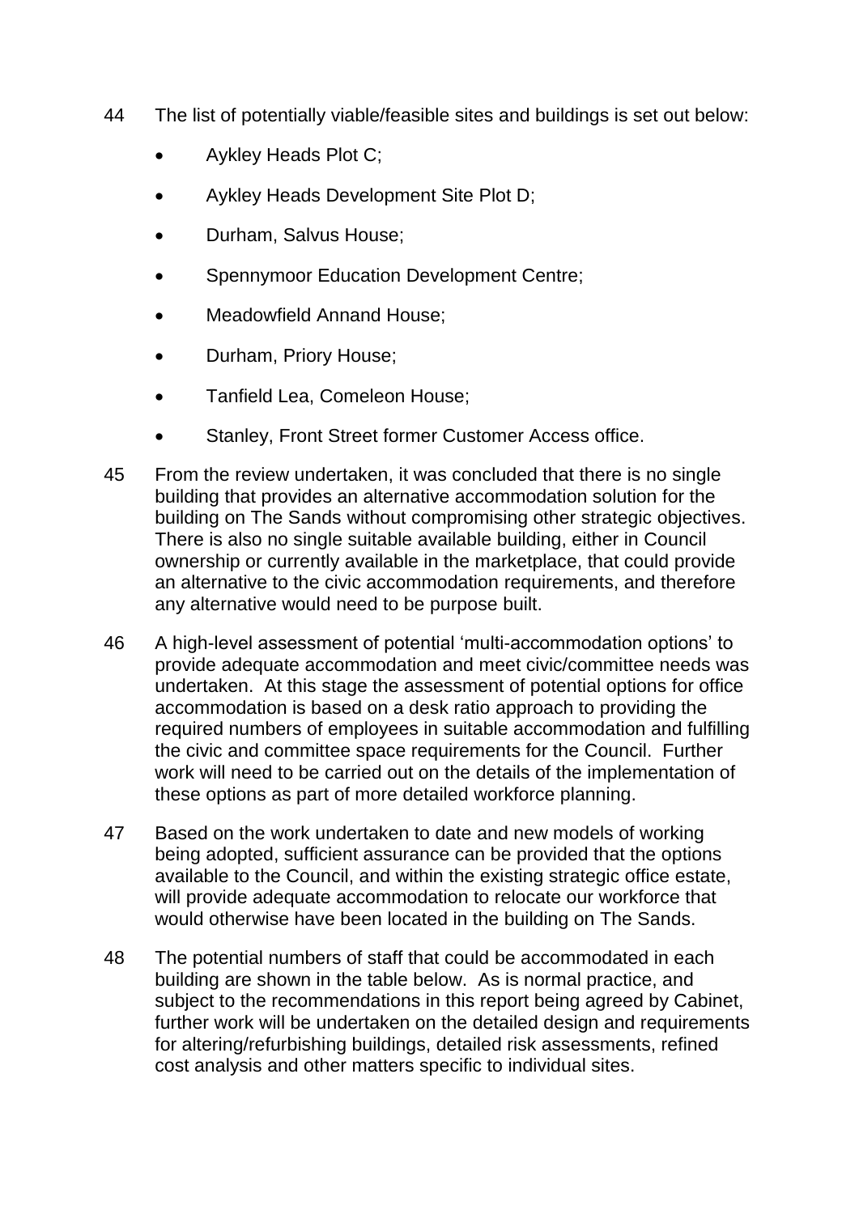44 The list of potentially viable/feasible sites and buildings is set out below:

- Aykley Heads Plot C;
- Aykley Heads Development Site Plot D;
- Durham, Salvus House;
- Spennymoor Education Development Centre;
- Meadowfield Annand House;
- Durham, Priory House;
- Tanfield Lea, Comeleon House;
- Stanley, Front Street former Customer Access office.

45 From the review undertaken, it was concluded that there is no single building that provides an alternative accommodation solution for the building on The Sands without compromising other strategic objectives. There is also no single suitable available building, either in Council ownership or currently available in the marketplace, that could provide an alternative to the civic accommodation requirements, and therefore any alternative would need to be purpose built.

46 A high-level assessment of potential 'multi-accommodation options' to provide adequate accommodation and meet civic/committee needs was undertaken. At this stage the assessment of potential options for office accommodation is based on a desk ratio approach to providing the required numbers of employees in suitable accommodation and fulfilling the civic and committee space requirements for the Council. Further work will need to be carried out on the details of the implementation of these options as part of more detailed workforce planning.

47 Based on the work undertaken to date and new models of working being adopted, sufficient assurance can be provided that the options available to the Council, and within the existing strategic office estate, will provide adequate accommodation to relocate our workforce that would otherwise have been located in the building on The Sands.

48 The potential numbers of staff that could be accommodated in each building are shown in the table below. As is normal practice, and subject to the recommendations in this report being agreed by Cabinet, further work will be undertaken on the detailed design and requirements for altering/refurbishing buildings, detailed risk assessments, refined cost analysis and other matters specific to individual sites.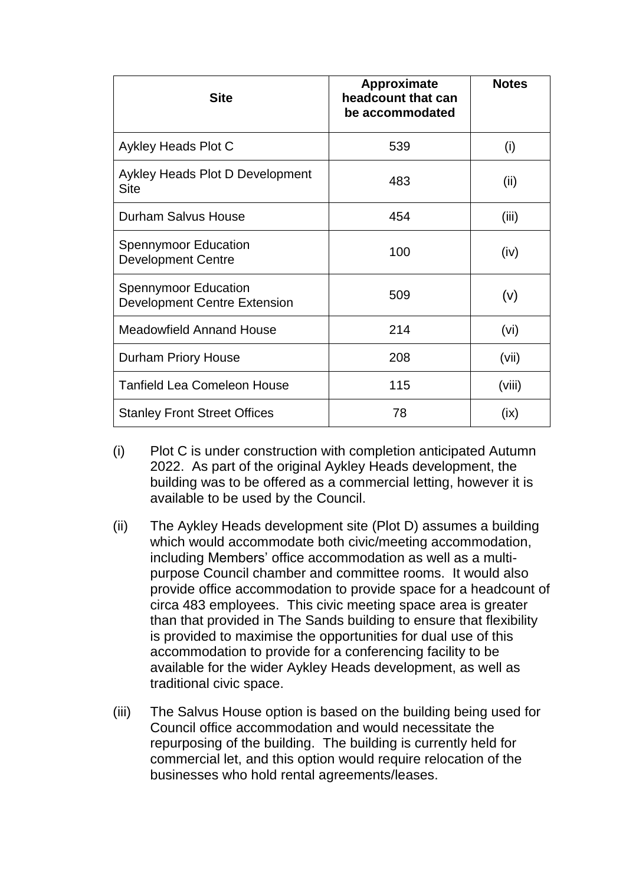| Site | Approximate headcount that can be accommodated | Notes |
|---|---|---|
| Aykley Heads Plot C | 539 | (i) |
| Aykley Heads Plot D Development Site | 483 | (ii) |
| Durham Salvus House | 454 | (iii) |
| Spennymoor Education Development Centre | 100 | (iv) |
| Spennymoor Education Development Centre Extension | 509 | (v) |
| Meadowfield Annand House | 214 | (vi) |
| Durham Priory House | 208 | (vii) |
| Tanfield Lea Comeleon House | 115 | (viii) |
| Stanley Front Street Offices | 78 | (ix) |

(i) Plot C is under construction with completion anticipated Autumn 2022. As part of the original Aykley Heads development, the building was to be offered as a commercial letting, however it is available to be used by the Council.

(ii) The Aykley Heads development site (Plot D) assumes a building which would accommodate both civic/meeting accommodation, including Members' office accommodation as well as a multi-purpose Council chamber and committee rooms. It would also provide office accommodation to provide space for a headcount of circa 483 employees. This civic meeting space area is greater than that provided in The Sands building to ensure that flexibility is provided to maximise the opportunities for dual use of this accommodation to provide for a conferencing facility to be available for the wider Aykley Heads development, as well as traditional civic space.

(iii) The Salvus House option is based on the building being used for Council office accommodation and would necessitate the repurposing of the building. The building is currently held for commercial let, and this option would require relocation of the businesses who hold rental agreements/leases.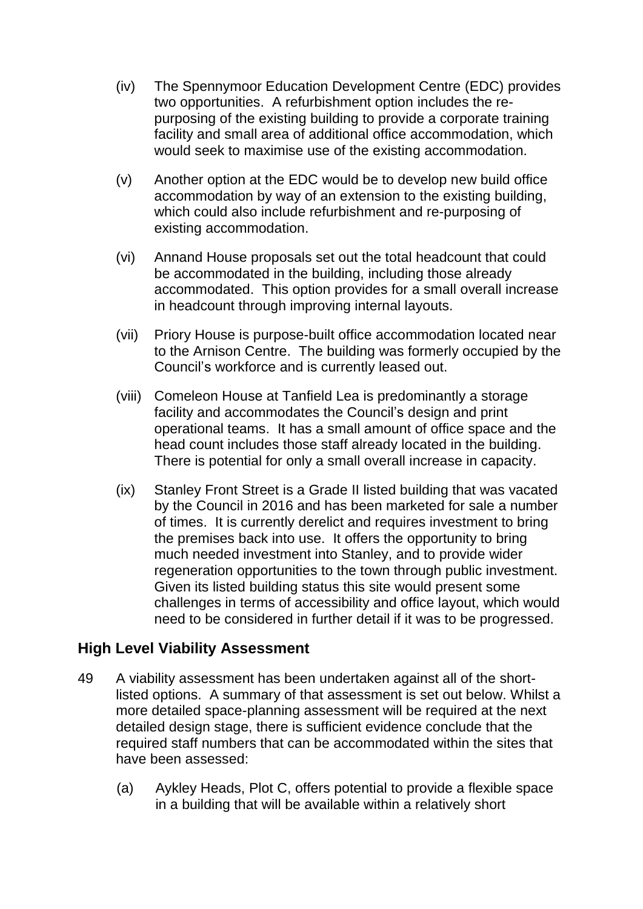(iv) The Spennymoor Education Development Centre (EDC) provides two opportunities. A refurbishment option includes the re-purposing of the existing building to provide a corporate training facility and small area of additional office accommodation, which would seek to maximise use of the existing accommodation.

(v) Another option at the EDC would be to develop new build office accommodation by way of an extension to the existing building, which could also include refurbishment and re-purposing of existing accommodation.

(vi) Annand House proposals set out the total headcount that could be accommodated in the building, including those already accommodated. This option provides for a small overall increase in headcount through improving internal layouts.

(vii) Priory House is purpose-built office accommodation located near to the Arnison Centre. The building was formerly occupied by the Council's workforce and is currently leased out.

(viii) Comeleon House at Tanfield Lea is predominantly a storage facility and accommodates the Council's design and print operational teams. It has a small amount of office space and the head count includes those staff already located in the building. There is potential for only a small overall increase in capacity.

(ix) Stanley Front Street is a Grade II listed building that was vacated by the Council in 2016 and has been marketed for sale a number of times. It is currently derelict and requires investment to bring the premises back into use. It offers the opportunity to bring much needed investment into Stanley, and to provide wider regeneration opportunities to the town through public investment. Given its listed building status this site would present some challenges in terms of accessibility and office layout, which would need to be considered in further detail if it was to be progressed.

## High Level Viability Assessment

49 A viability assessment has been undertaken against all of the short-listed options. A summary of that assessment is set out below. Whilst a more detailed space-planning assessment will be required at the next detailed design stage, there is sufficient evidence conclude that the required staff numbers that can be accommodated within the sites that have been assessed:

(a) Aykley Heads, Plot C, offers potential to provide a flexible space in a building that will be available within a relatively short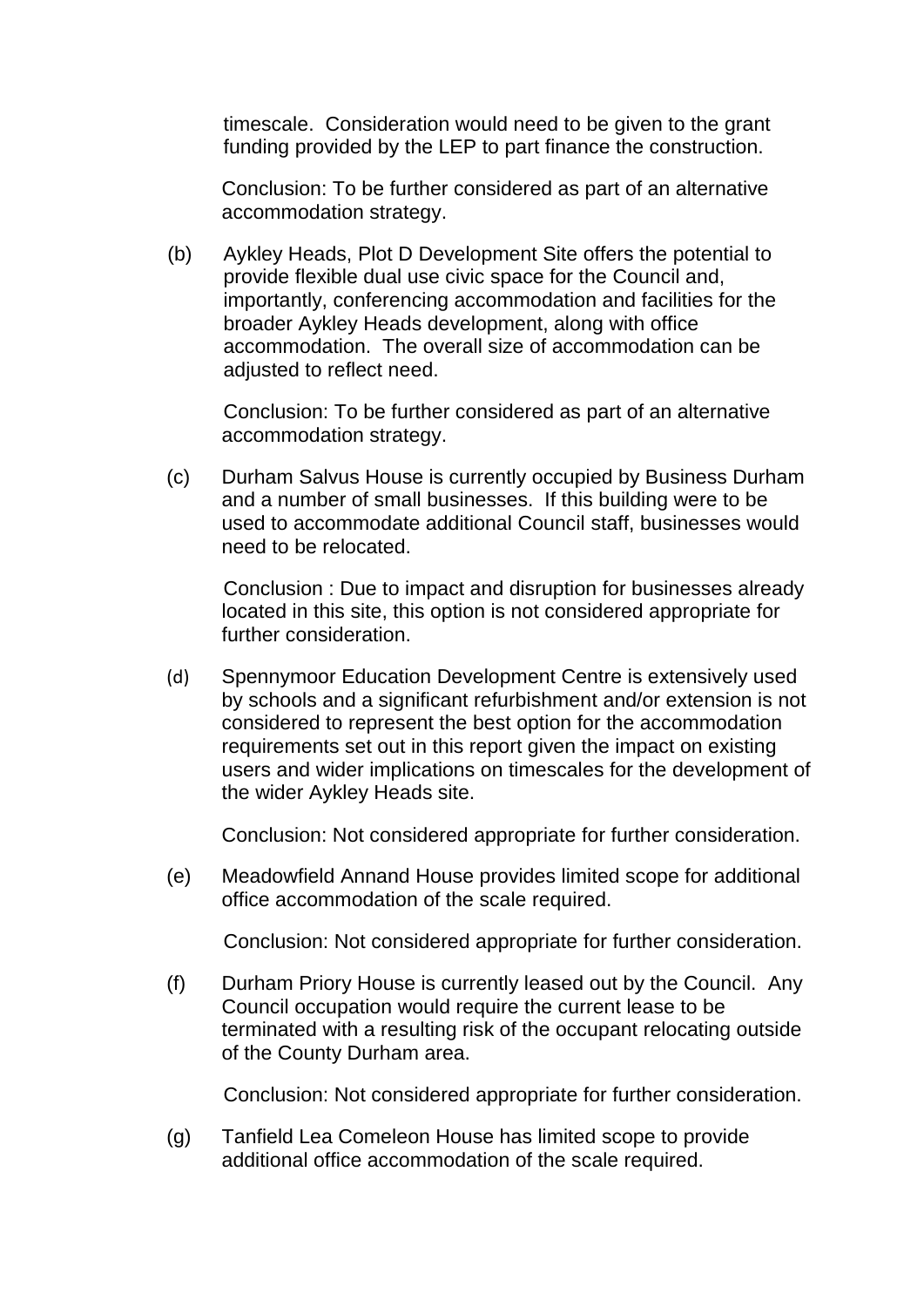timescale. Consideration would need to be given to the grant funding provided by the LEP to part finance the construction.

Conclusion: To be further considered as part of an alternative accommodation strategy.

(b) Aykley Heads, Plot D Development Site offers the potential to provide flexible dual use civic space for the Council and, importantly, conferencing accommodation and facilities for the broader Aykley Heads development, along with office accommodation. The overall size of accommodation can be adjusted to reflect need.

Conclusion: To be further considered as part of an alternative accommodation strategy.

(c) Durham Salvus House is currently occupied by Business Durham and a number of small businesses. If this building were to be used to accommodate additional Council staff, businesses would need to be relocated.

Conclusion : Due to impact and disruption for businesses already located in this site, this option is not considered appropriate for further consideration.

(d) Spennymoor Education Development Centre is extensively used by schools and a significant refurbishment and/or extension is not considered to represent the best option for the accommodation requirements set out in this report given the impact on existing users and wider implications on timescales for the development of the wider Aykley Heads site.

Conclusion: Not considered appropriate for further consideration.

(e) Meadowfield Annand House provides limited scope for additional office accommodation of the scale required.

Conclusion: Not considered appropriate for further consideration.

(f) Durham Priory House is currently leased out by the Council. Any Council occupation would require the current lease to be terminated with a resulting risk of the occupant relocating outside of the County Durham area.

Conclusion: Not considered appropriate for further consideration.

(g) Tanfield Lea Comeleon House has limited scope to provide additional office accommodation of the scale required.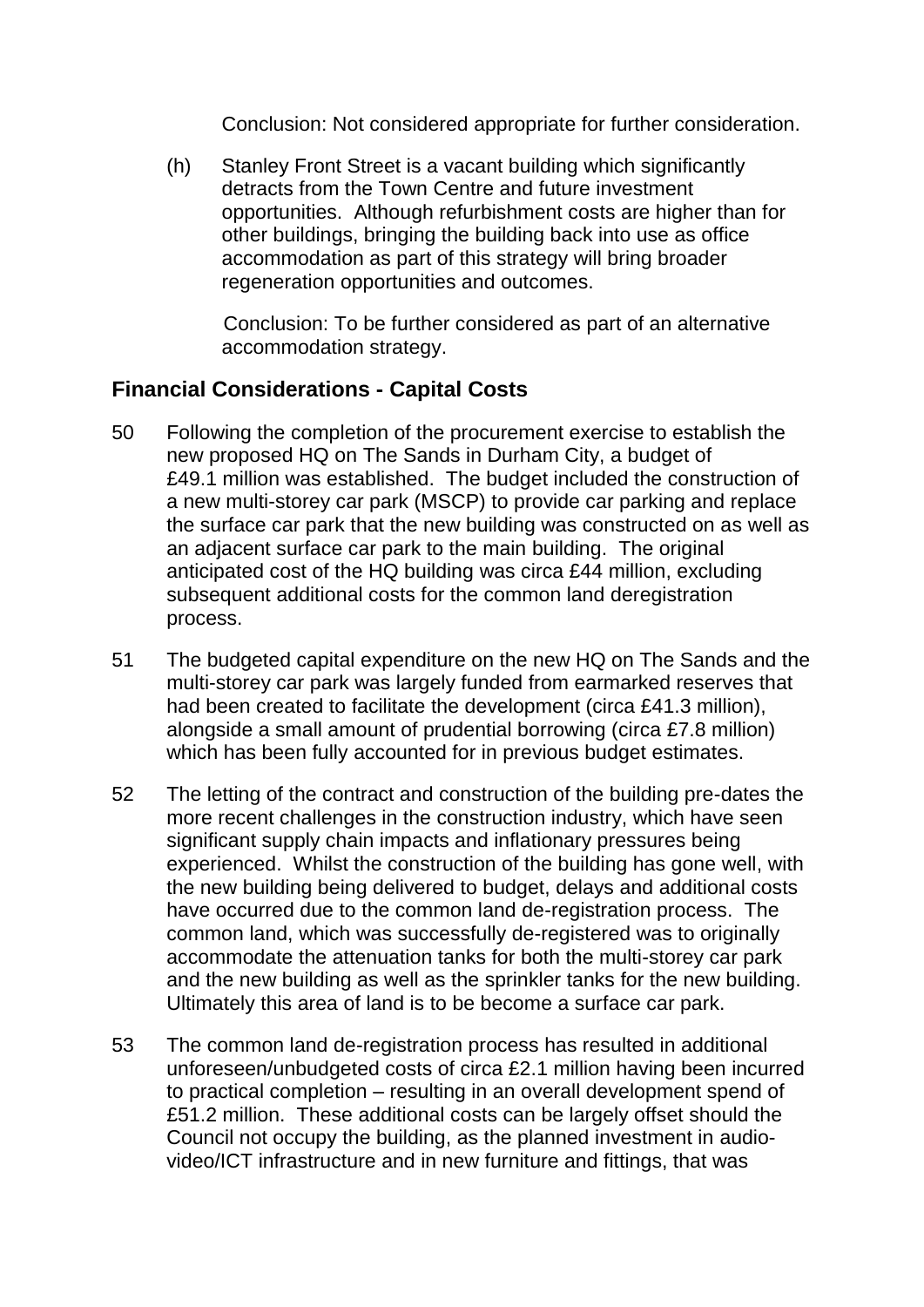Conclusion: Not considered appropriate for further consideration.

(h) Stanley Front Street is a vacant building which significantly detracts from the Town Centre and future investment opportunities. Although refurbishment costs are higher than for other buildings, bringing the building back into use as office accommodation as part of this strategy will bring broader regeneration opportunities and outcomes.

Conclusion: To be further considered as part of an alternative accommodation strategy.

## Financial Considerations - Capital Costs

50 Following the completion of the procurement exercise to establish the new proposed HQ on The Sands in Durham City, a budget of £49.1 million was established. The budget included the construction of a new multi-storey car park (MSCP) to provide car parking and replace the surface car park that the new building was constructed on as well as an adjacent surface car park to the main building. The original anticipated cost of the HQ building was circa £44 million, excluding subsequent additional costs for the common land deregistration process.

51 The budgeted capital expenditure on the new HQ on The Sands and the multi-storey car park was largely funded from earmarked reserves that had been created to facilitate the development (circa £41.3 million), alongside a small amount of prudential borrowing (circa £7.8 million) which has been fully accounted for in previous budget estimates.

52 The letting of the contract and construction of the building pre-dates the more recent challenges in the construction industry, which have seen significant supply chain impacts and inflationary pressures being experienced. Whilst the construction of the building has gone well, with the new building being delivered to budget, delays and additional costs have occurred due to the common land de-registration process. The common land, which was successfully de-registered was to originally accommodate the attenuation tanks for both the multi-storey car park and the new building as well as the sprinkler tanks for the new building. Ultimately this area of land is to be become a surface car park.

53 The common land de-registration process has resulted in additional unforeseen/unbudgeted costs of circa £2.1 million having been incurred to practical completion – resulting in an overall development spend of £51.2 million. These additional costs can be largely offset should the Council not occupy the building, as the planned investment in audio-video/ICT infrastructure and in new furniture and fittings, that was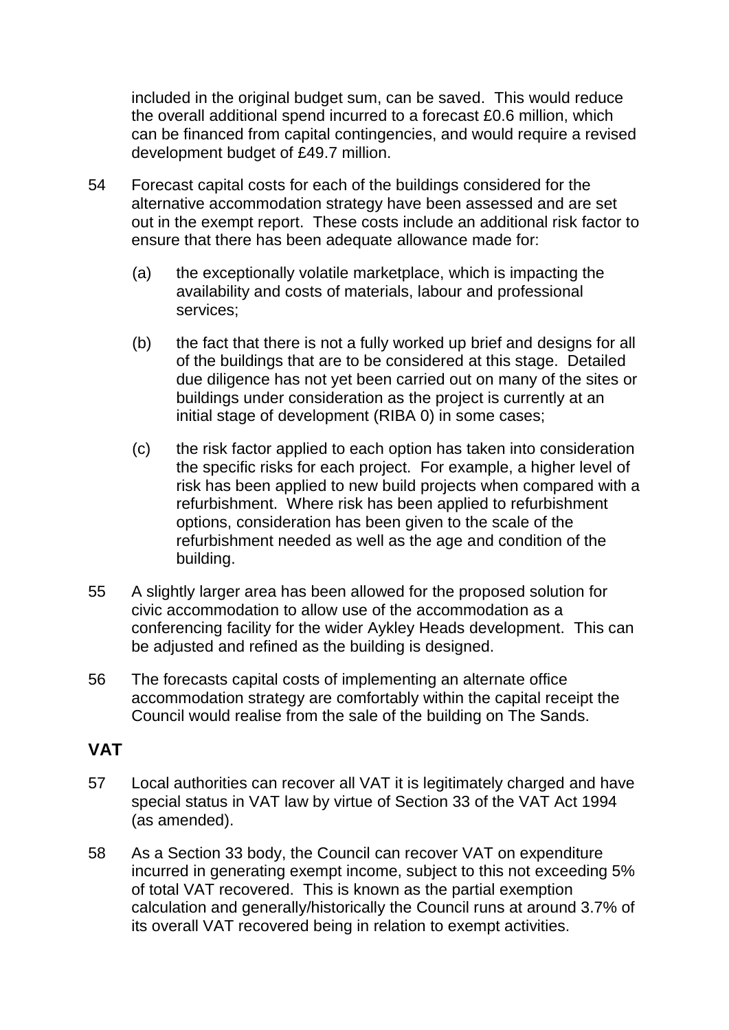included in the original budget sum, can be saved. This would reduce the overall additional spend incurred to a forecast £0.6 million, which can be financed from capital contingencies, and would require a revised development budget of £49.7 million.

54 Forecast capital costs for each of the buildings considered for the alternative accommodation strategy have been assessed and are set out in the exempt report. These costs include an additional risk factor to ensure that there has been adequate allowance made for:

   (a) the exceptionally volatile marketplace, which is impacting the availability and costs of materials, labour and professional services;

   (b) the fact that there is not a fully worked up brief and designs for all of the buildings that are to be considered at this stage. Detailed due diligence has not yet been carried out on many of the sites or buildings under consideration as the project is currently at an initial stage of development (RIBA 0) in some cases;

   (c) the risk factor applied to each option has taken into consideration the specific risks for each project. For example, a higher level of risk has been applied to new build projects when compared with a refurbishment. Where risk has been applied to refurbishment options, consideration has been given to the scale of the refurbishment needed as well as the age and condition of the building.

55 A slightly larger area has been allowed for the proposed solution for civic accommodation to allow use of the accommodation as a conferencing facility for the wider Aykley Heads development. This can be adjusted and refined as the building is designed.

56 The forecasts capital costs of implementing an alternate office accommodation strategy are comfortably within the capital receipt the Council would realise from the sale of the building on The Sands.

## VAT

57 Local authorities can recover all VAT it is legitimately charged and have special status in VAT law by virtue of Section 33 of the VAT Act 1994 (as amended).

58 As a Section 33 body, the Council can recover VAT on expenditure incurred in generating exempt income, subject to this not exceeding 5% of total VAT recovered. This is known as the partial exemption calculation and generally/historically the Council runs at around 3.7% of its overall VAT recovered being in relation to exempt activities.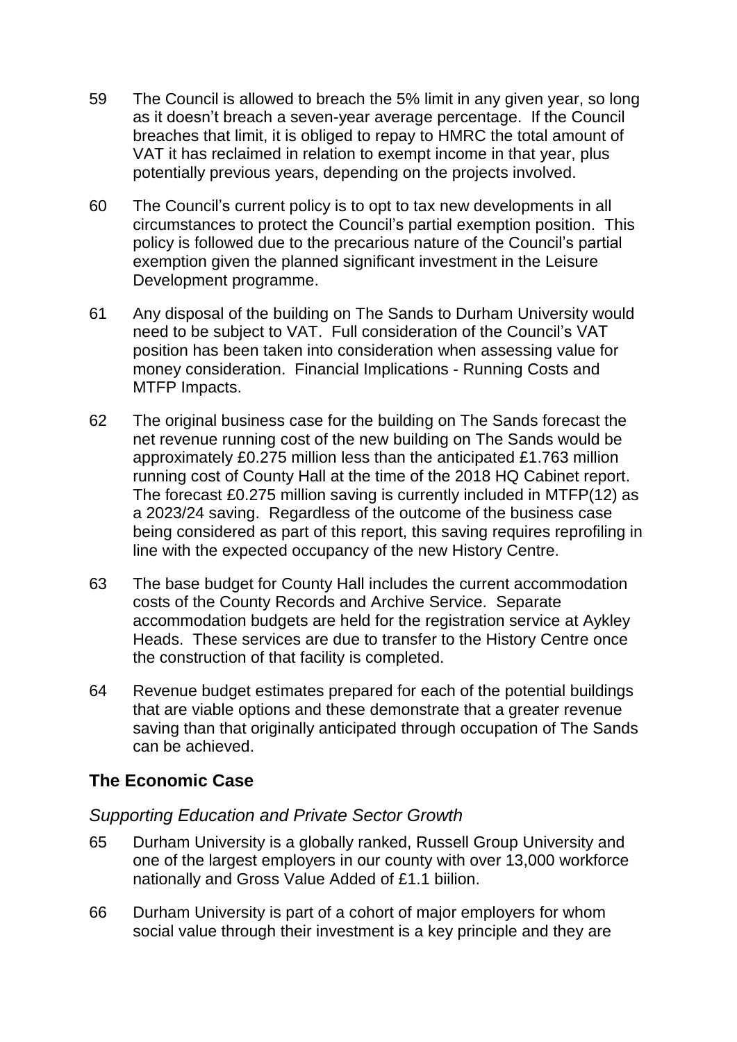59 The Council is allowed to breach the 5% limit in any given year, so long as it doesn't breach a seven-year average percentage. If the Council breaches that limit, it is obliged to repay to HMRC the total amount of VAT it has reclaimed in relation to exempt income in that year, plus potentially previous years, depending on the projects involved.

60 The Council's current policy is to opt to tax new developments in all circumstances to protect the Council's partial exemption position. This policy is followed due to the precarious nature of the Council's partial exemption given the planned significant investment in the Leisure Development programme.

61 Any disposal of the building on The Sands to Durham University would need to be subject to VAT. Full consideration of the Council's VAT position has been taken into consideration when assessing value for money consideration. Financial Implications - Running Costs and MTFP Impacts.

62 The original business case for the building on The Sands forecast the net revenue running cost of the new building on The Sands would be approximately £0.275 million less than the anticipated £1.763 million running cost of County Hall at the time of the 2018 HQ Cabinet report. The forecast £0.275 million saving is currently included in MTFP(12) as a 2023/24 saving. Regardless of the outcome of the business case being considered as part of this report, this saving requires reprofiling in line with the expected occupancy of the new History Centre.

63 The base budget for County Hall includes the current accommodation costs of the County Records and Archive Service. Separate accommodation budgets are held for the registration service at Aykley Heads. These services are due to transfer to the History Centre once the construction of that facility is completed.

64 Revenue budget estimates prepared for each of the potential buildings that are viable options and these demonstrate that a greater revenue saving than that originally anticipated through occupation of The Sands can be achieved.

## The Economic Case

### *Supporting Education and Private Sector Growth*

65 Durham University is a globally ranked, Russell Group University and one of the largest employers in our county with over 13,000 workforce nationally and Gross Value Added of £1.1 biilion.

66 Durham University is part of a cohort of major employers for whom social value through their investment is a key principle and they are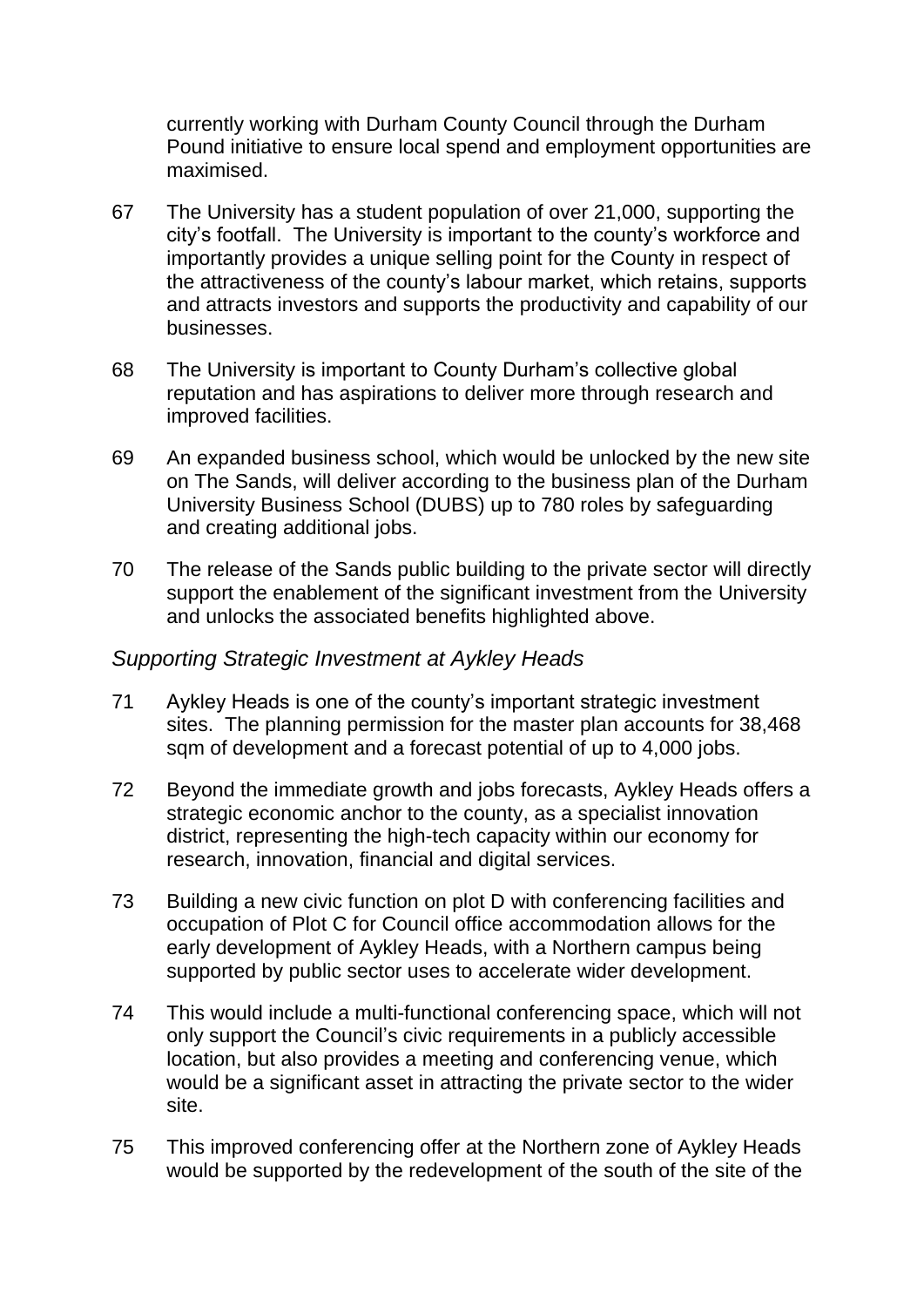currently working with Durham County Council through the Durham Pound initiative to ensure local spend and employment opportunities are maximised.

67 The University has a student population of over 21,000, supporting the city's footfall. The University is important to the county's workforce and importantly provides a unique selling point for the County in respect of the attractiveness of the county's labour market, which retains, supports and attracts investors and supports the productivity and capability of our businesses.

68 The University is important to County Durham's collective global reputation and has aspirations to deliver more through research and improved facilities.

69 An expanded business school, which would be unlocked by the new site on The Sands, will deliver according to the business plan of the Durham University Business School (DUBS) up to 780 roles by safeguarding and creating additional jobs.

70 The release of the Sands public building to the private sector will directly support the enablement of the significant investment from the University and unlocks the associated benefits highlighted above.

*Supporting Strategic Investment at Aykley Heads*

71 Aykley Heads is one of the county's important strategic investment sites. The planning permission for the master plan accounts for 38,468 sqm of development and a forecast potential of up to 4,000 jobs.

72 Beyond the immediate growth and jobs forecasts, Aykley Heads offers a strategic economic anchor to the county, as a specialist innovation district, representing the high-tech capacity within our economy for research, innovation, financial and digital services.

73 Building a new civic function on plot D with conferencing facilities and occupation of Plot C for Council office accommodation allows for the early development of Aykley Heads, with a Northern campus being supported by public sector uses to accelerate wider development.

74 This would include a multi-functional conferencing space, which will not only support the Council's civic requirements in a publicly accessible location, but also provides a meeting and conferencing venue, which would be a significant asset in attracting the private sector to the wider site.

75 This improved conferencing offer at the Northern zone of Aykley Heads would be supported by the redevelopment of the south of the site of the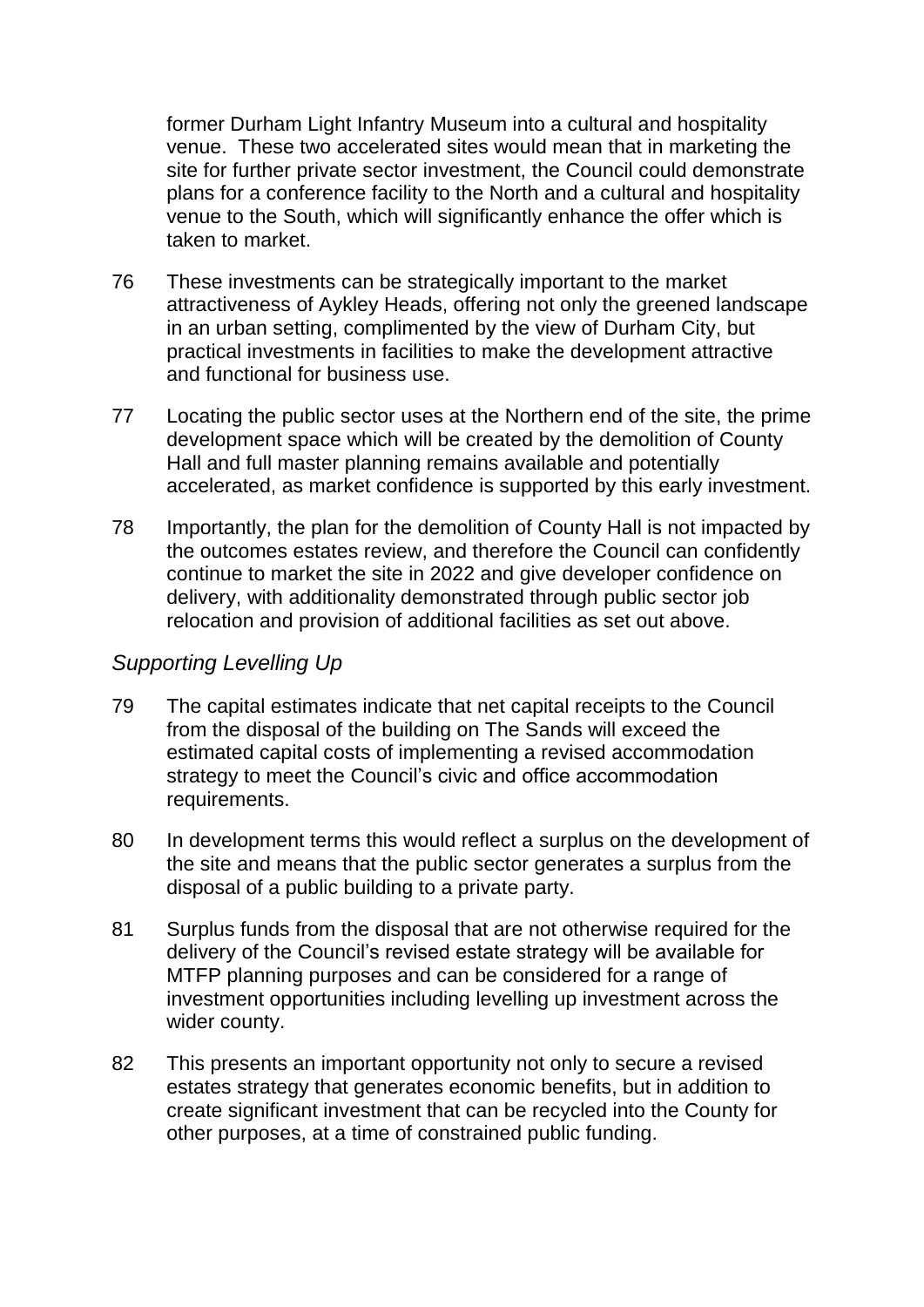former Durham Light Infantry Museum into a cultural and hospitality venue. These two accelerated sites would mean that in marketing the site for further private sector investment, the Council could demonstrate plans for a conference facility to the North and a cultural and hospitality venue to the South, which will significantly enhance the offer which is taken to market.

76 These investments can be strategically important to the market attractiveness of Aykley Heads, offering not only the greened landscape in an urban setting, complimented by the view of Durham City, but practical investments in facilities to make the development attractive and functional for business use.

77 Locating the public sector uses at the Northern end of the site, the prime development space which will be created by the demolition of County Hall and full master planning remains available and potentially accelerated, as market confidence is supported by this early investment.

78 Importantly, the plan for the demolition of County Hall is not impacted by the outcomes estates review, and therefore the Council can confidently continue to market the site in 2022 and give developer confidence on delivery, with additionality demonstrated through public sector job relocation and provision of additional facilities as set out above.

*Supporting Levelling Up*

79 The capital estimates indicate that net capital receipts to the Council from the disposal of the building on The Sands will exceed the estimated capital costs of implementing a revised accommodation strategy to meet the Council's civic and office accommodation requirements.

80 In development terms this would reflect a surplus on the development of the site and means that the public sector generates a surplus from the disposal of a public building to a private party.

81 Surplus funds from the disposal that are not otherwise required for the delivery of the Council's revised estate strategy will be available for MTFP planning purposes and can be considered for a range of investment opportunities including levelling up investment across the wider county.

82 This presents an important opportunity not only to secure a revised estates strategy that generates economic benefits, but in addition to create significant investment that can be recycled into the County for other purposes, at a time of constrained public funding.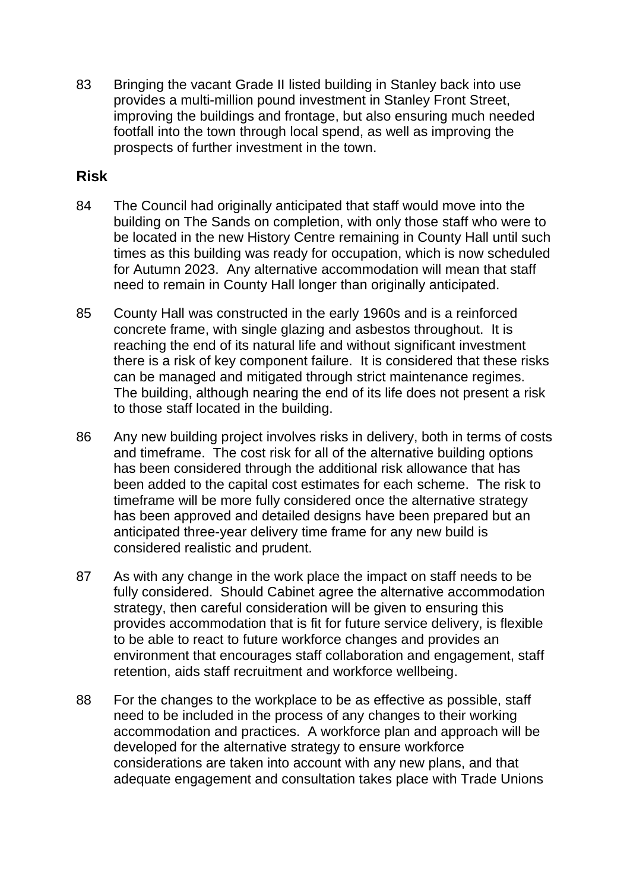83 Bringing the vacant Grade II listed building in Stanley back into use provides a multi-million pound investment in Stanley Front Street, improving the buildings and frontage, but also ensuring much needed footfall into the town through local spend, as well as improving the prospects of further investment in the town.

## Risk

84 The Council had originally anticipated that staff would move into the building on The Sands on completion, with only those staff who were to be located in the new History Centre remaining in County Hall until such times as this building was ready for occupation, which is now scheduled for Autumn 2023. Any alternative accommodation will mean that staff need to remain in County Hall longer than originally anticipated.

85 County Hall was constructed in the early 1960s and is a reinforced concrete frame, with single glazing and asbestos throughout. It is reaching the end of its natural life and without significant investment there is a risk of key component failure. It is considered that these risks can be managed and mitigated through strict maintenance regimes. The building, although nearing the end of its life does not present a risk to those staff located in the building.

86 Any new building project involves risks in delivery, both in terms of costs and timeframe. The cost risk for all of the alternative building options has been considered through the additional risk allowance that has been added to the capital cost estimates for each scheme. The risk to timeframe will be more fully considered once the alternative strategy has been approved and detailed designs have been prepared but an anticipated three-year delivery time frame for any new build is considered realistic and prudent.

87 As with any change in the work place the impact on staff needs to be fully considered. Should Cabinet agree the alternative accommodation strategy, then careful consideration will be given to ensuring this provides accommodation that is fit for future service delivery, is flexible to be able to react to future workforce changes and provides an environment that encourages staff collaboration and engagement, staff retention, aids staff recruitment and workforce wellbeing.

88 For the changes to the workplace to be as effective as possible, staff need to be included in the process of any changes to their working accommodation and practices. A workforce plan and approach will be developed for the alternative strategy to ensure workforce considerations are taken into account with any new plans, and that adequate engagement and consultation takes place with Trade Unions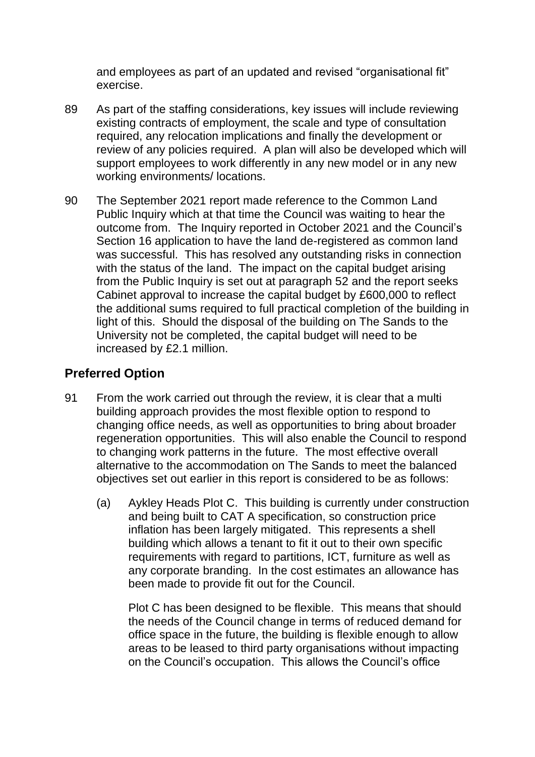and employees as part of an updated and revised "organisational fit" exercise.

89 As part of the staffing considerations, key issues will include reviewing existing contracts of employment, the scale and type of consultation required, any relocation implications and finally the development or review of any policies required. A plan will also be developed which will support employees to work differently in any new model or in any new working environments/ locations.

90 The September 2021 report made reference to the Common Land Public Inquiry which at that time the Council was waiting to hear the outcome from. The Inquiry reported in October 2021 and the Council's Section 16 application to have the land de-registered as common land was successful. This has resolved any outstanding risks in connection with the status of the land. The impact on the capital budget arising from the Public Inquiry is set out at paragraph 52 and the report seeks Cabinet approval to increase the capital budget by £600,000 to reflect the additional sums required to full practical completion of the building in light of this. Should the disposal of the building on The Sands to the University not be completed, the capital budget will need to be increased by £2.1 million.

## Preferred Option

91 From the work carried out through the review, it is clear that a multi building approach provides the most flexible option to respond to changing office needs, as well as opportunities to bring about broader regeneration opportunities. This will also enable the Council to respond to changing work patterns in the future. The most effective overall alternative to the accommodation on The Sands to meet the balanced objectives set out earlier in this report is considered to be as follows:

(a) Aykley Heads Plot C. This building is currently under construction and being built to CAT A specification, so construction price inflation has been largely mitigated. This represents a shell building which allows a tenant to fit it out to their own specific requirements with regard to partitions, ICT, furniture as well as any corporate branding. In the cost estimates an allowance has been made to provide fit out for the Council.

Plot C has been designed to be flexible. This means that should the needs of the Council change in terms of reduced demand for office space in the future, the building is flexible enough to allow areas to be leased to third party organisations without impacting on the Council's occupation. This allows the Council's office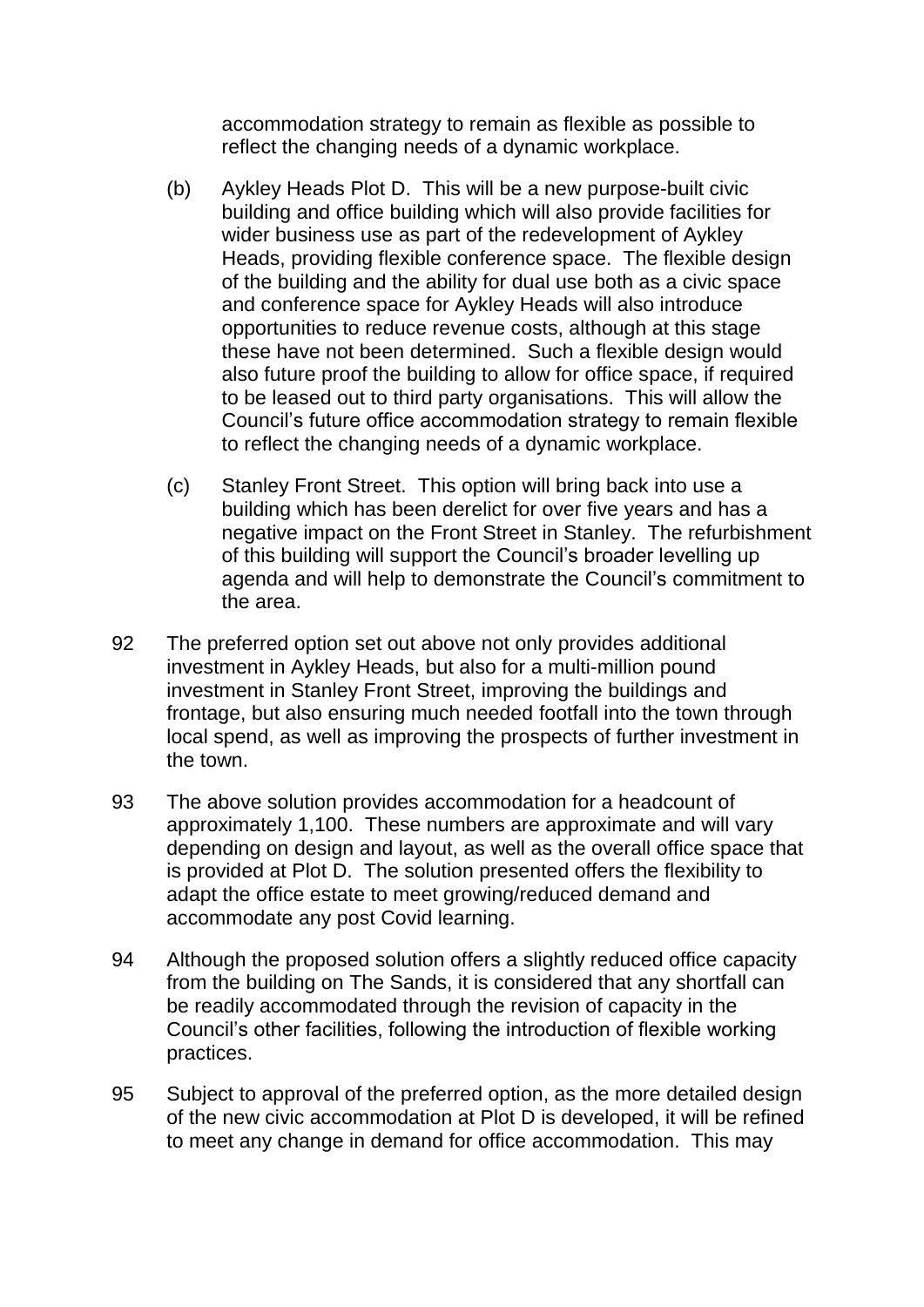accommodation strategy to remain as flexible as possible to reflect the changing needs of a dynamic workplace.

(b) Aykley Heads Plot D. This will be a new purpose-built civic building and office building which will also provide facilities for wider business use as part of the redevelopment of Aykley Heads, providing flexible conference space. The flexible design of the building and the ability for dual use both as a civic space and conference space for Aykley Heads will also introduce opportunities to reduce revenue costs, although at this stage these have not been determined. Such a flexible design would also future proof the building to allow for office space, if required to be leased out to third party organisations. This will allow the Council's future office accommodation strategy to remain flexible to reflect the changing needs of a dynamic workplace.

(c) Stanley Front Street. This option will bring back into use a building which has been derelict for over five years and has a negative impact on the Front Street in Stanley. The refurbishment of this building will support the Council's broader levelling up agenda and will help to demonstrate the Council's commitment to the area.

92 The preferred option set out above not only provides additional investment in Aykley Heads, but also for a multi-million pound investment in Stanley Front Street, improving the buildings and frontage, but also ensuring much needed footfall into the town through local spend, as well as improving the prospects of further investment in the town.

93 The above solution provides accommodation for a headcount of approximately 1,100. These numbers are approximate and will vary depending on design and layout, as well as the overall office space that is provided at Plot D. The solution presented offers the flexibility to adapt the office estate to meet growing/reduced demand and accommodate any post Covid learning.

94 Although the proposed solution offers a slightly reduced office capacity from the building on The Sands, it is considered that any shortfall can be readily accommodated through the revision of capacity in the Council's other facilities, following the introduction of flexible working practices.

95 Subject to approval of the preferred option, as the more detailed design of the new civic accommodation at Plot D is developed, it will be refined to meet any change in demand for office accommodation. This may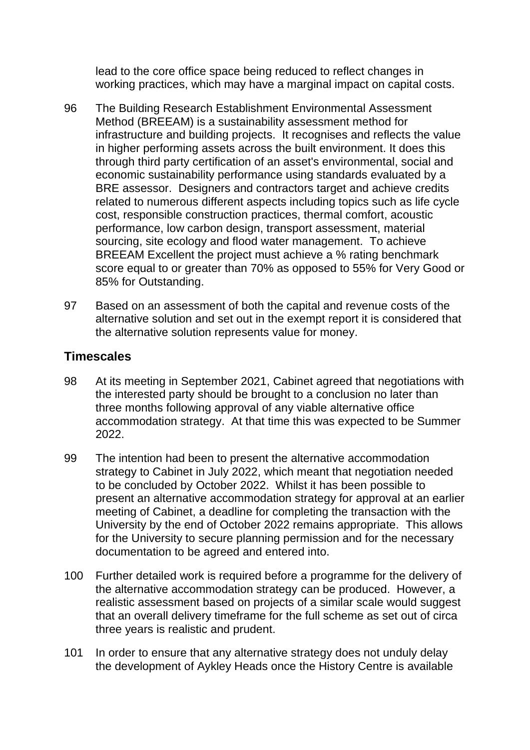lead to the core office space being reduced to reflect changes in working practices, which may have a marginal impact on capital costs.

96 The Building Research Establishment Environmental Assessment Method (BREEAM) is a sustainability assessment method for infrastructure and building projects. It recognises and reflects the value in higher performing assets across the built environment. It does this through third party certification of an asset's environmental, social and economic sustainability performance using standards evaluated by a BRE assessor. Designers and contractors target and achieve credits related to numerous different aspects including topics such as life cycle cost, responsible construction practices, thermal comfort, acoustic performance, low carbon design, transport assessment, material sourcing, site ecology and flood water management. To achieve BREEAM Excellent the project must achieve a % rating benchmark score equal to or greater than 70% as opposed to 55% for Very Good or 85% for Outstanding.

97 Based on an assessment of both the capital and revenue costs of the alternative solution and set out in the exempt report it is considered that the alternative solution represents value for money.

## Timescales

98 At its meeting in September 2021, Cabinet agreed that negotiations with the interested party should be brought to a conclusion no later than three months following approval of any viable alternative office accommodation strategy. At that time this was expected to be Summer 2022.

99 The intention had been to present the alternative accommodation strategy to Cabinet in July 2022, which meant that negotiation needed to be concluded by October 2022. Whilst it has been possible to present an alternative accommodation strategy for approval at an earlier meeting of Cabinet, a deadline for completing the transaction with the University by the end of October 2022 remains appropriate. This allows for the University to secure planning permission and for the necessary documentation to be agreed and entered into.

100 Further detailed work is required before a programme for the delivery of the alternative accommodation strategy can be produced. However, a realistic assessment based on projects of a similar scale would suggest that an overall delivery timeframe for the full scheme as set out of circa three years is realistic and prudent.

101 In order to ensure that any alternative strategy does not unduly delay the development of Aykley Heads once the History Centre is available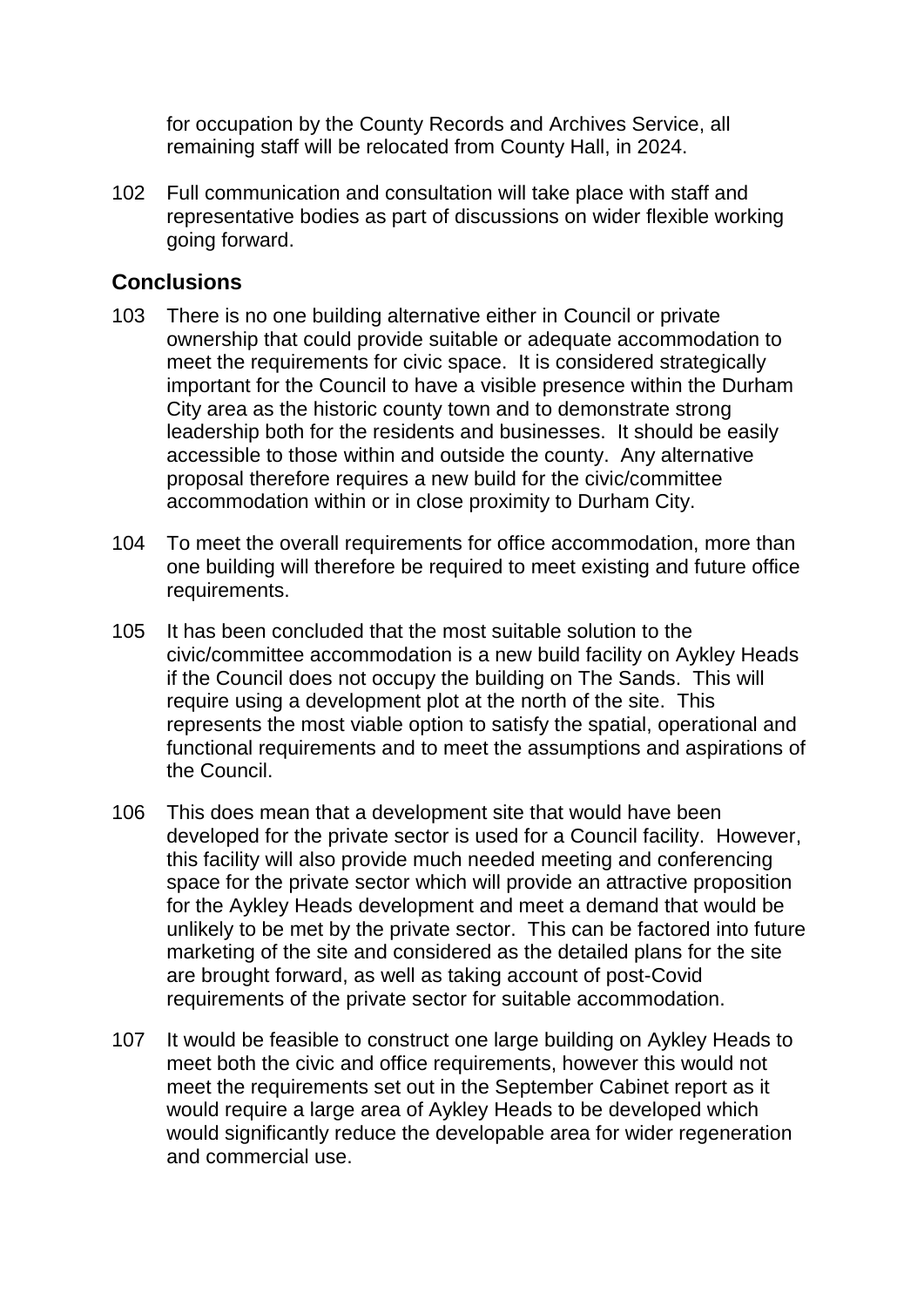for occupation by the County Records and Archives Service, all remaining staff will be relocated from County Hall, in 2024.

102 Full communication and consultation will take place with staff and representative bodies as part of discussions on wider flexible working going forward.

## Conclusions

103 There is no one building alternative either in Council or private ownership that could provide suitable or adequate accommodation to meet the requirements for civic space. It is considered strategically important for the Council to have a visible presence within the Durham City area as the historic county town and to demonstrate strong leadership both for the residents and businesses. It should be easily accessible to those within and outside the county. Any alternative proposal therefore requires a new build for the civic/committee accommodation within or in close proximity to Durham City.

104 To meet the overall requirements for office accommodation, more than one building will therefore be required to meet existing and future office requirements.

105 It has been concluded that the most suitable solution to the civic/committee accommodation is a new build facility on Aykley Heads if the Council does not occupy the building on The Sands. This will require using a development plot at the north of the site. This represents the most viable option to satisfy the spatial, operational and functional requirements and to meet the assumptions and aspirations of the Council.

106 This does mean that a development site that would have been developed for the private sector is used for a Council facility. However, this facility will also provide much needed meeting and conferencing space for the private sector which will provide an attractive proposition for the Aykley Heads development and meet a demand that would be unlikely to be met by the private sector. This can be factored into future marketing of the site and considered as the detailed plans for the site are brought forward, as well as taking account of post-Covid requirements of the private sector for suitable accommodation.

107 It would be feasible to construct one large building on Aykley Heads to meet both the civic and office requirements, however this would not meet the requirements set out in the September Cabinet report as it would require a large area of Aykley Heads to be developed which would significantly reduce the developable area for wider regeneration and commercial use.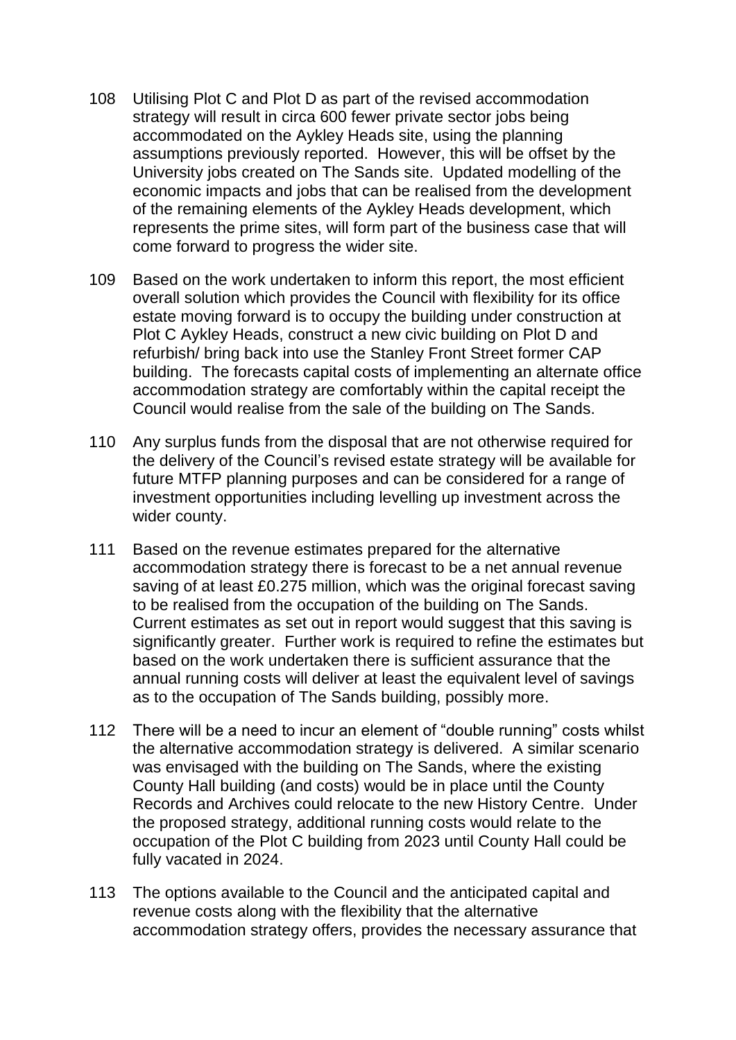108 Utilising Plot C and Plot D as part of the revised accommodation strategy will result in circa 600 fewer private sector jobs being accommodated on the Aykley Heads site, using the planning assumptions previously reported. However, this will be offset by the University jobs created on The Sands site. Updated modelling of the economic impacts and jobs that can be realised from the development of the remaining elements of the Aykley Heads development, which represents the prime sites, will form part of the business case that will come forward to progress the wider site.

109 Based on the work undertaken to inform this report, the most efficient overall solution which provides the Council with flexibility for its office estate moving forward is to occupy the building under construction at Plot C Aykley Heads, construct a new civic building on Plot D and refurbish/ bring back into use the Stanley Front Street former CAP building. The forecasts capital costs of implementing an alternate office accommodation strategy are comfortably within the capital receipt the Council would realise from the sale of the building on The Sands.

110 Any surplus funds from the disposal that are not otherwise required for the delivery of the Council's revised estate strategy will be available for future MTFP planning purposes and can be considered for a range of investment opportunities including levelling up investment across the wider county.

111 Based on the revenue estimates prepared for the alternative accommodation strategy there is forecast to be a net annual revenue saving of at least £0.275 million, which was the original forecast saving to be realised from the occupation of the building on The Sands. Current estimates as set out in report would suggest that this saving is significantly greater. Further work is required to refine the estimates but based on the work undertaken there is sufficient assurance that the annual running costs will deliver at least the equivalent level of savings as to the occupation of The Sands building, possibly more.

112 There will be a need to incur an element of "double running" costs whilst the alternative accommodation strategy is delivered. A similar scenario was envisaged with the building on The Sands, where the existing County Hall building (and costs) would be in place until the County Records and Archives could relocate to the new History Centre. Under the proposed strategy, additional running costs would relate to the occupation of the Plot C building from 2023 until County Hall could be fully vacated in 2024.

113 The options available to the Council and the anticipated capital and revenue costs along with the flexibility that the alternative accommodation strategy offers, provides the necessary assurance that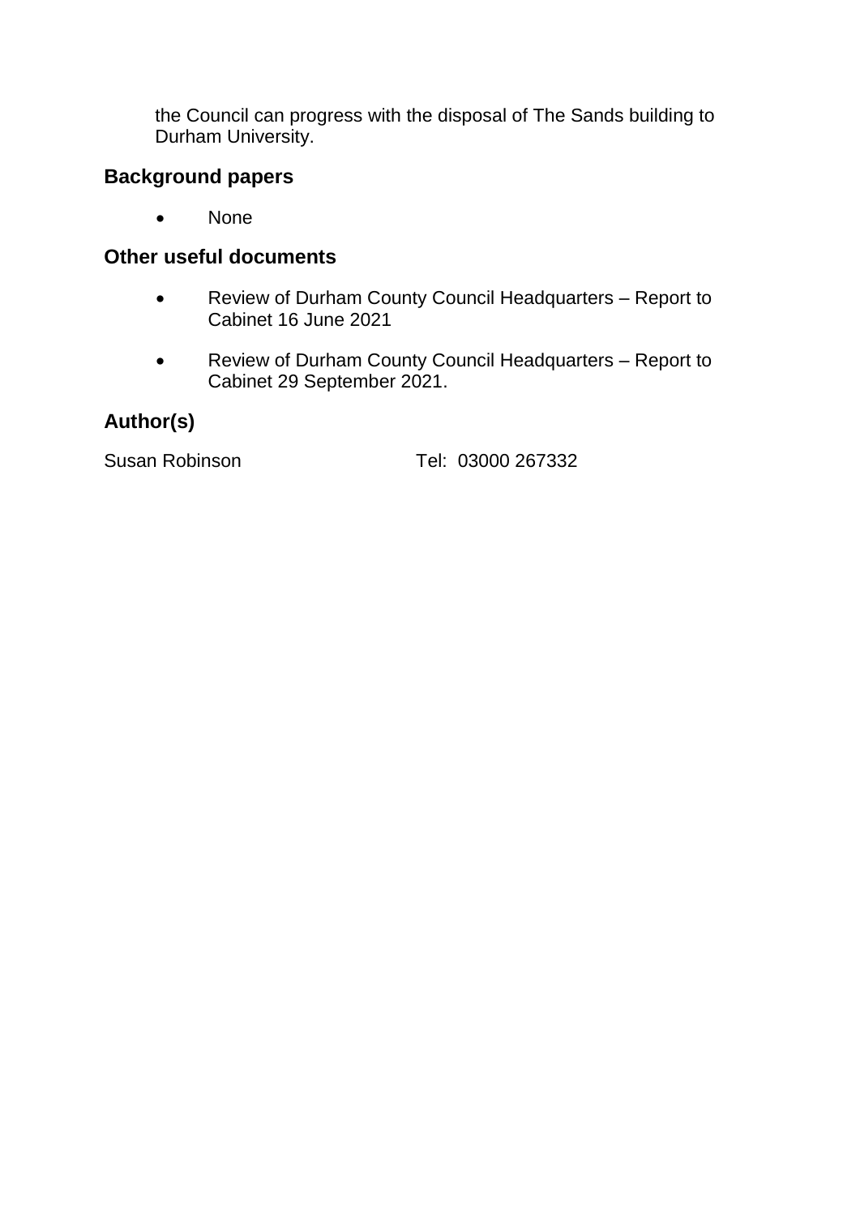the Council can progress with the disposal of The Sands building to Durham University.

## Background papers

- None

## Other useful documents

- Review of Durham County Council Headquarters – Report to Cabinet 16 June 2021
- Review of Durham County Council Headquarters – Report to Cabinet 29 September 2021.

## Author(s)

Susan Robinson Tel: 03000 267332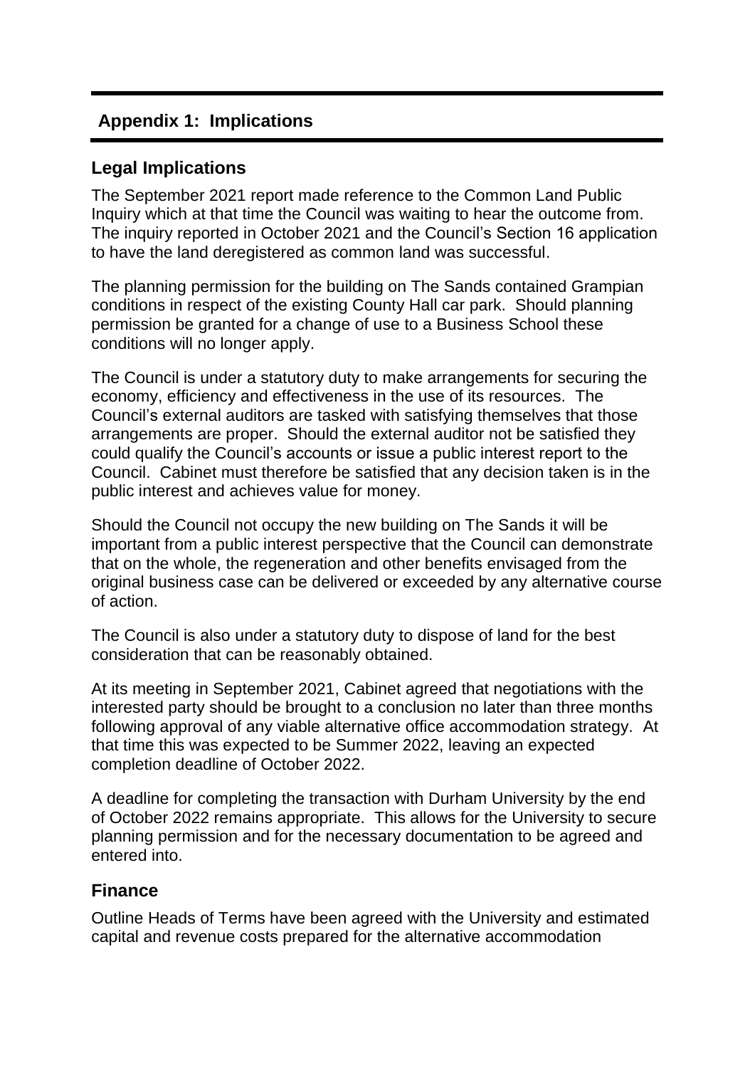## Appendix 1: Implications

### Legal Implications

The September 2021 report made reference to the Common Land Public Inquiry which at that time the Council was waiting to hear the outcome from. The inquiry reported in October 2021 and the Council's Section 16 application to have the land deregistered as common land was successful.

The planning permission for the building on The Sands contained Grampian conditions in respect of the existing County Hall car park. Should planning permission be granted for a change of use to a Business School these conditions will no longer apply.

The Council is under a statutory duty to make arrangements for securing the economy, efficiency and effectiveness in the use of its resources. The Council's external auditors are tasked with satisfying themselves that those arrangements are proper. Should the external auditor not be satisfied they could qualify the Council's accounts or issue a public interest report to the Council. Cabinet must therefore be satisfied that any decision taken is in the public interest and achieves value for money.

Should the Council not occupy the new building on The Sands it will be important from a public interest perspective that the Council can demonstrate that on the whole, the regeneration and other benefits envisaged from the original business case can be delivered or exceeded by any alternative course of action.

The Council is also under a statutory duty to dispose of land for the best consideration that can be reasonably obtained.

At its meeting in September 2021, Cabinet agreed that negotiations with the interested party should be brought to a conclusion no later than three months following approval of any viable alternative office accommodation strategy. At that time this was expected to be Summer 2022, leaving an expected completion deadline of October 2022.

A deadline for completing the transaction with Durham University by the end of October 2022 remains appropriate. This allows for the University to secure planning permission and for the necessary documentation to be agreed and entered into.

### Finance

Outline Heads of Terms have been agreed with the University and estimated capital and revenue costs prepared for the alternative accommodation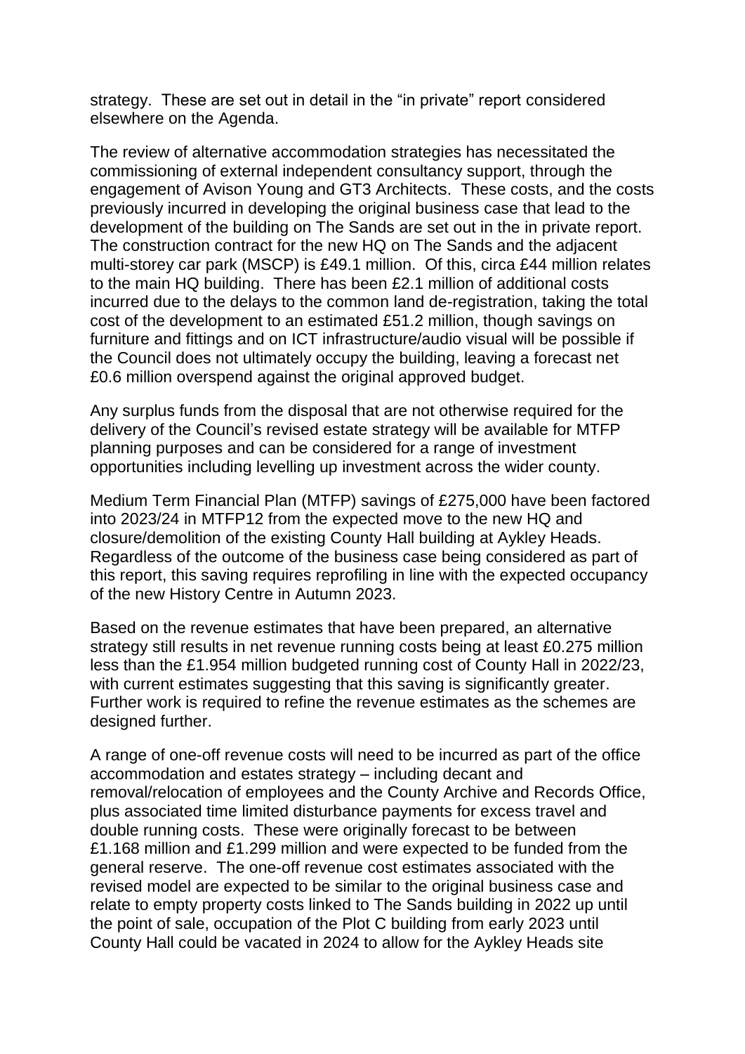strategy. These are set out in detail in the "in private" report considered elsewhere on the Agenda.

The review of alternative accommodation strategies has necessitated the commissioning of external independent consultancy support, through the engagement of Avison Young and GT3 Architects. These costs, and the costs previously incurred in developing the original business case that lead to the development of the building on The Sands are set out in the in private report. The construction contract for the new HQ on The Sands and the adjacent multi-storey car park (MSCP) is £49.1 million. Of this, circa £44 million relates to the main HQ building. There has been £2.1 million of additional costs incurred due to the delays to the common land de-registration, taking the total cost of the development to an estimated £51.2 million, though savings on furniture and fittings and on ICT infrastructure/audio visual will be possible if the Council does not ultimately occupy the building, leaving a forecast net £0.6 million overspend against the original approved budget.

Any surplus funds from the disposal that are not otherwise required for the delivery of the Council's revised estate strategy will be available for MTFP planning purposes and can be considered for a range of investment opportunities including levelling up investment across the wider county.

Medium Term Financial Plan (MTFP) savings of £275,000 have been factored into 2023/24 in MTFP12 from the expected move to the new HQ and closure/demolition of the existing County Hall building at Aykley Heads. Regardless of the outcome of the business case being considered as part of this report, this saving requires reprofiling in line with the expected occupancy of the new History Centre in Autumn 2023.

Based on the revenue estimates that have been prepared, an alternative strategy still results in net revenue running costs being at least £0.275 million less than the £1.954 million budgeted running cost of County Hall in 2022/23, with current estimates suggesting that this saving is significantly greater. Further work is required to refine the revenue estimates as the schemes are designed further.

A range of one-off revenue costs will need to be incurred as part of the office accommodation and estates strategy – including decant and removal/relocation of employees and the County Archive and Records Office, plus associated time limited disturbance payments for excess travel and double running costs. These were originally forecast to be between £1.168 million and £1.299 million and were expected to be funded from the general reserve. The one-off revenue cost estimates associated with the revised model are expected to be similar to the original business case and relate to empty property costs linked to The Sands building in 2022 up until the point of sale, occupation of the Plot C building from early 2023 until County Hall could be vacated in 2024 to allow for the Aykley Heads site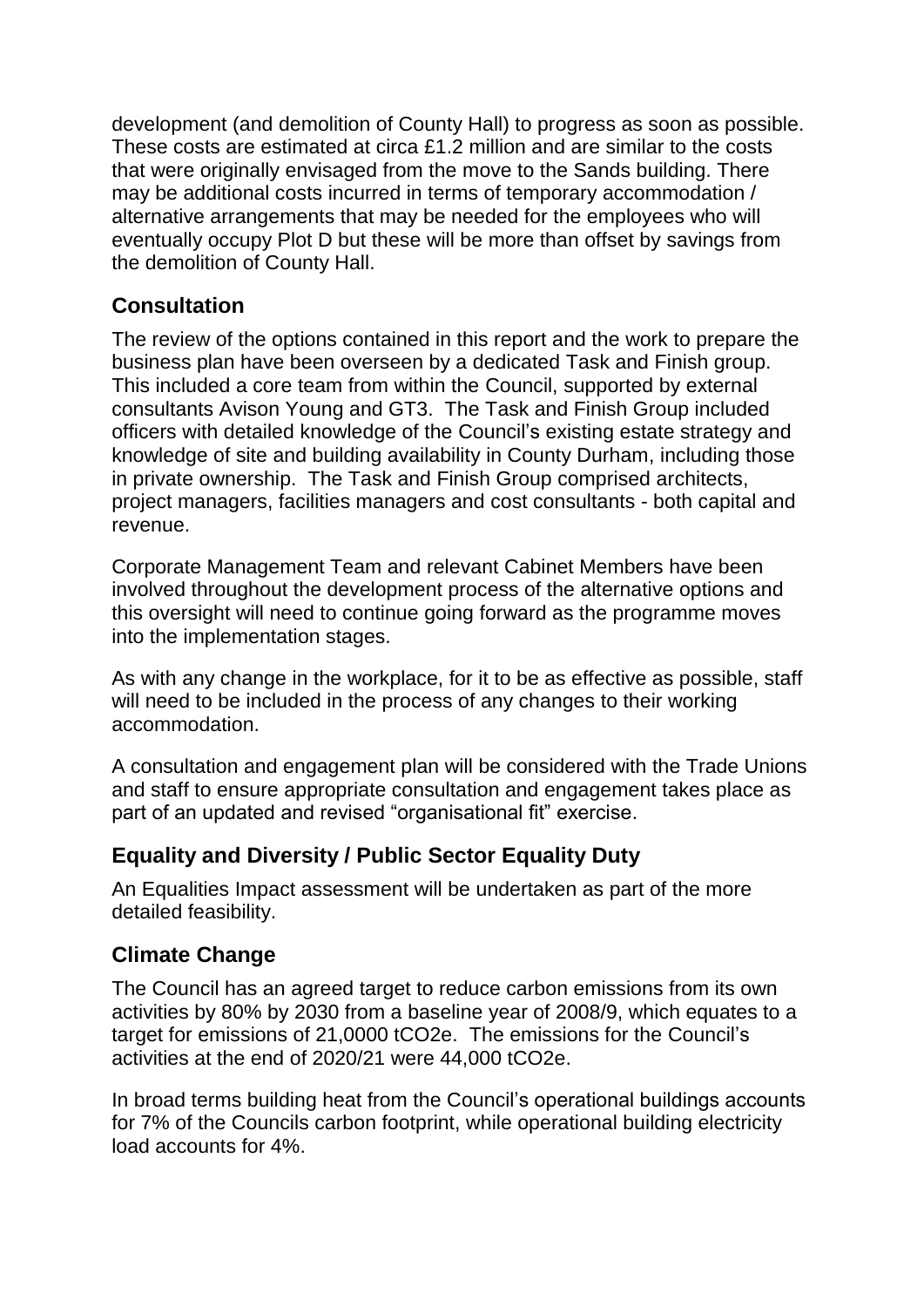development (and demolition of County Hall) to progress as soon as possible. These costs are estimated at circa £1.2 million and are similar to the costs that were originally envisaged from the move to the Sands building. There may be additional costs incurred in terms of temporary accommodation / alternative arrangements that may be needed for the employees who will eventually occupy Plot D but these will be more than offset by savings from the demolition of County Hall.

## Consultation

The review of the options contained in this report and the work to prepare the business plan have been overseen by a dedicated Task and Finish group. This included a core team from within the Council, supported by external consultants Avison Young and GT3. The Task and Finish Group included officers with detailed knowledge of the Council's existing estate strategy and knowledge of site and building availability in County Durham, including those in private ownership. The Task and Finish Group comprised architects, project managers, facilities managers and cost consultants - both capital and revenue.

Corporate Management Team and relevant Cabinet Members have been involved throughout the development process of the alternative options and this oversight will need to continue going forward as the programme moves into the implementation stages.

As with any change in the workplace, for it to be as effective as possible, staff will need to be included in the process of any changes to their working accommodation.

A consultation and engagement plan will be considered with the Trade Unions and staff to ensure appropriate consultation and engagement takes place as part of an updated and revised "organisational fit" exercise.

## Equality and Diversity / Public Sector Equality Duty

An Equalities Impact assessment will be undertaken as part of the more detailed feasibility.

## Climate Change

The Council has an agreed target to reduce carbon emissions from its own activities by 80% by 2030 from a baseline year of 2008/9, which equates to a target for emissions of 21,0000 tCO2e. The emissions for the Council's activities at the end of 2020/21 were 44,000 tCO2e.

In broad terms building heat from the Council's operational buildings accounts for 7% of the Councils carbon footprint, while operational building electricity load accounts for 4%.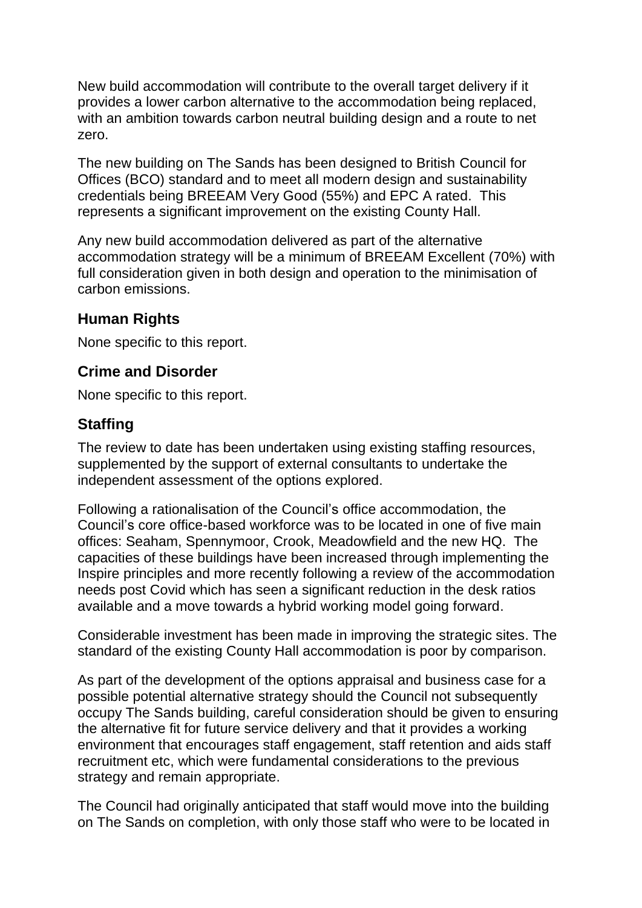New build accommodation will contribute to the overall target delivery if it provides a lower carbon alternative to the accommodation being replaced, with an ambition towards carbon neutral building design and a route to net zero.

The new building on The Sands has been designed to British Council for Offices (BCO) standard and to meet all modern design and sustainability credentials being BREEAM Very Good (55%) and EPC A rated. This represents a significant improvement on the existing County Hall.

Any new build accommodation delivered as part of the alternative accommodation strategy will be a minimum of BREEAM Excellent (70%) with full consideration given in both design and operation to the minimisation of carbon emissions.

## Human Rights

None specific to this report.

## Crime and Disorder

None specific to this report.

## Staffing

The review to date has been undertaken using existing staffing resources, supplemented by the support of external consultants to undertake the independent assessment of the options explored.

Following a rationalisation of the Council's office accommodation, the Council's core office-based workforce was to be located in one of five main offices: Seaham, Spennymoor, Crook, Meadowfield and the new HQ. The capacities of these buildings have been increased through implementing the Inspire principles and more recently following a review of the accommodation needs post Covid which has seen a significant reduction in the desk ratios available and a move towards a hybrid working model going forward.

Considerable investment has been made in improving the strategic sites. The standard of the existing County Hall accommodation is poor by comparison.

As part of the development of the options appraisal and business case for a possible potential alternative strategy should the Council not subsequently occupy The Sands building, careful consideration should be given to ensuring the alternative fit for future service delivery and that it provides a working environment that encourages staff engagement, staff retention and aids staff recruitment etc, which were fundamental considerations to the previous strategy and remain appropriate.

The Council had originally anticipated that staff would move into the building on The Sands on completion, with only those staff who were to be located in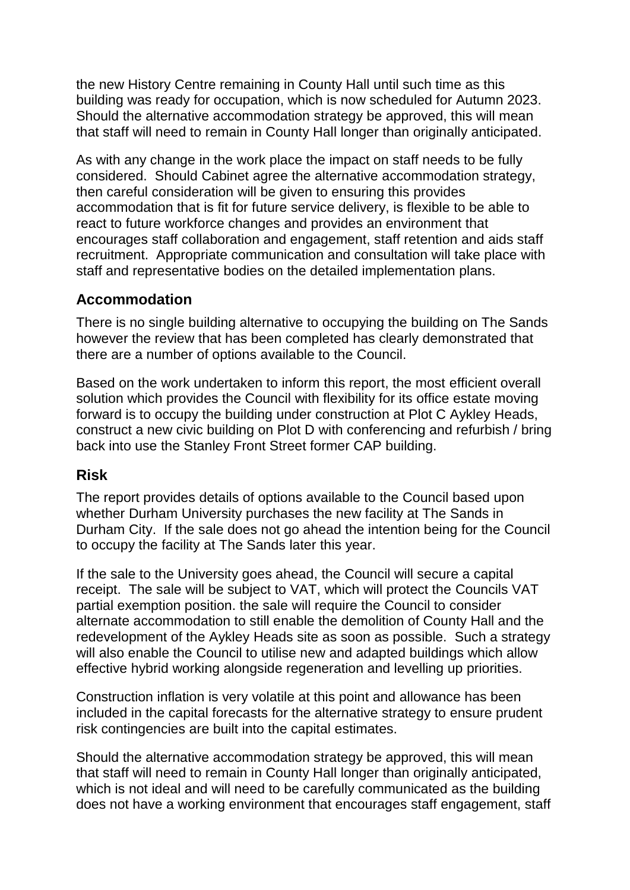the new History Centre remaining in County Hall until such time as this building was ready for occupation, which is now scheduled for Autumn 2023. Should the alternative accommodation strategy be approved, this will mean that staff will need to remain in County Hall longer than originally anticipated.

As with any change in the work place the impact on staff needs to be fully considered. Should Cabinet agree the alternative accommodation strategy, then careful consideration will be given to ensuring this provides accommodation that is fit for future service delivery, is flexible to be able to react to future workforce changes and provides an environment that encourages staff collaboration and engagement, staff retention and aids staff recruitment. Appropriate communication and consultation will take place with staff and representative bodies on the detailed implementation plans.

## Accommodation

There is no single building alternative to occupying the building on The Sands however the review that has been completed has clearly demonstrated that there are a number of options available to the Council.

Based on the work undertaken to inform this report, the most efficient overall solution which provides the Council with flexibility for its office estate moving forward is to occupy the building under construction at Plot C Aykley Heads, construct a new civic building on Plot D with conferencing and refurbish / bring back into use the Stanley Front Street former CAP building.

## Risk

The report provides details of options available to the Council based upon whether Durham University purchases the new facility at The Sands in Durham City. If the sale does not go ahead the intention being for the Council to occupy the facility at The Sands later this year.

If the sale to the University goes ahead, the Council will secure a capital receipt. The sale will be subject to VAT, which will protect the Councils VAT partial exemption position. the sale will require the Council to consider alternate accommodation to still enable the demolition of County Hall and the redevelopment of the Aykley Heads site as soon as possible. Such a strategy will also enable the Council to utilise new and adapted buildings which allow effective hybrid working alongside regeneration and levelling up priorities.

Construction inflation is very volatile at this point and allowance has been included in the capital forecasts for the alternative strategy to ensure prudent risk contingencies are built into the capital estimates.

Should the alternative accommodation strategy be approved, this will mean that staff will need to remain in County Hall longer than originally anticipated, which is not ideal and will need to be carefully communicated as the building does not have a working environment that encourages staff engagement, staff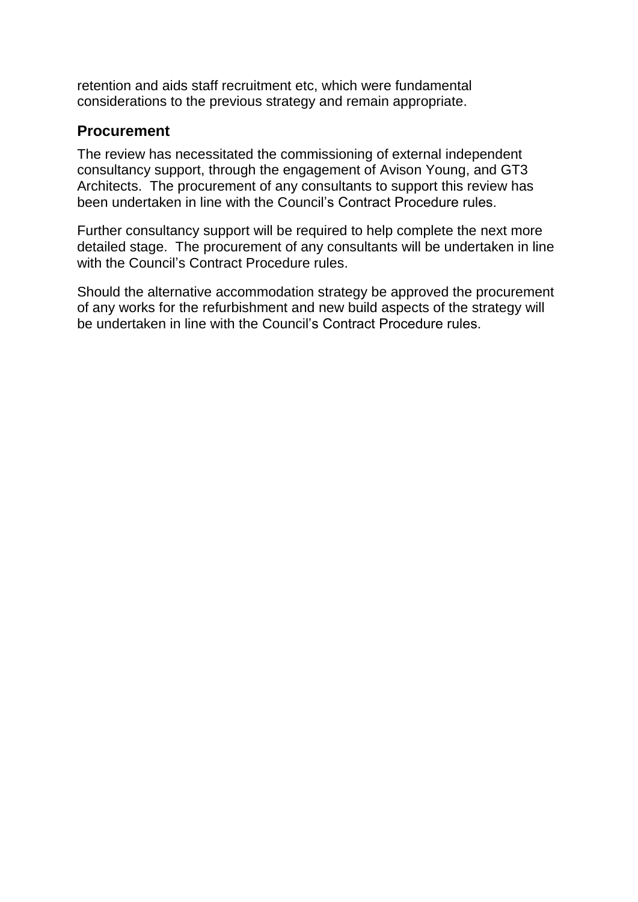retention and aids staff recruitment etc, which were fundamental considerations to the previous strategy and remain appropriate.

## Procurement

The review has necessitated the commissioning of external independent consultancy support, through the engagement of Avison Young, and GT3 Architects. The procurement of any consultants to support this review has been undertaken in line with the Council's Contract Procedure rules.

Further consultancy support will be required to help complete the next more detailed stage. The procurement of any consultants will be undertaken in line with the Council's Contract Procedure rules.

Should the alternative accommodation strategy be approved the procurement of any works for the refurbishment and new build aspects of the strategy will be undertaken in line with the Council's Contract Procedure rules.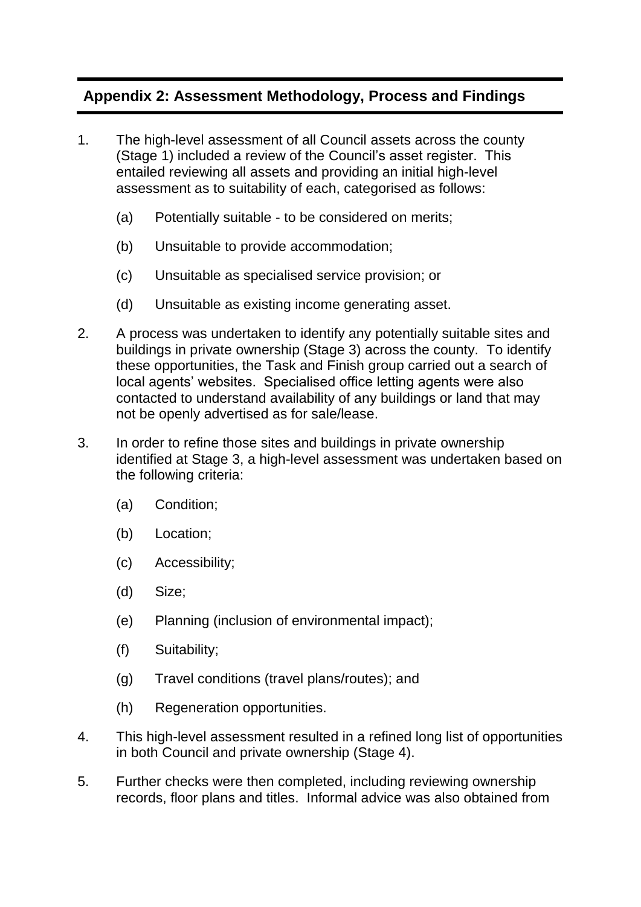## Appendix 2: Assessment Methodology, Process and Findings

1. The high-level assessment of all Council assets across the county (Stage 1) included a review of the Council's asset register. This entailed reviewing all assets and providing an initial high-level assessment as to suitability of each, categorised as follows:

   (a) Potentially suitable - to be considered on merits;

   (b) Unsuitable to provide accommodation;

   (c) Unsuitable as specialised service provision; or

   (d) Unsuitable as existing income generating asset.

2. A process was undertaken to identify any potentially suitable sites and buildings in private ownership (Stage 3) across the county. To identify these opportunities, the Task and Finish group carried out a search of local agents' websites. Specialised office letting agents were also contacted to understand availability of any buildings or land that may not be openly advertised as for sale/lease.

3. In order to refine those sites and buildings in private ownership identified at Stage 3, a high-level assessment was undertaken based on the following criteria:

   (a) Condition;

   (b) Location;

   (c) Accessibility;

   (d) Size;

   (e) Planning (inclusion of environmental impact);

   (f) Suitability;

   (g) Travel conditions (travel plans/routes); and

   (h) Regeneration opportunities.

4. This high-level assessment resulted in a refined long list of opportunities in both Council and private ownership (Stage 4).

5. Further checks were then completed, including reviewing ownership records, floor plans and titles. Informal advice was also obtained from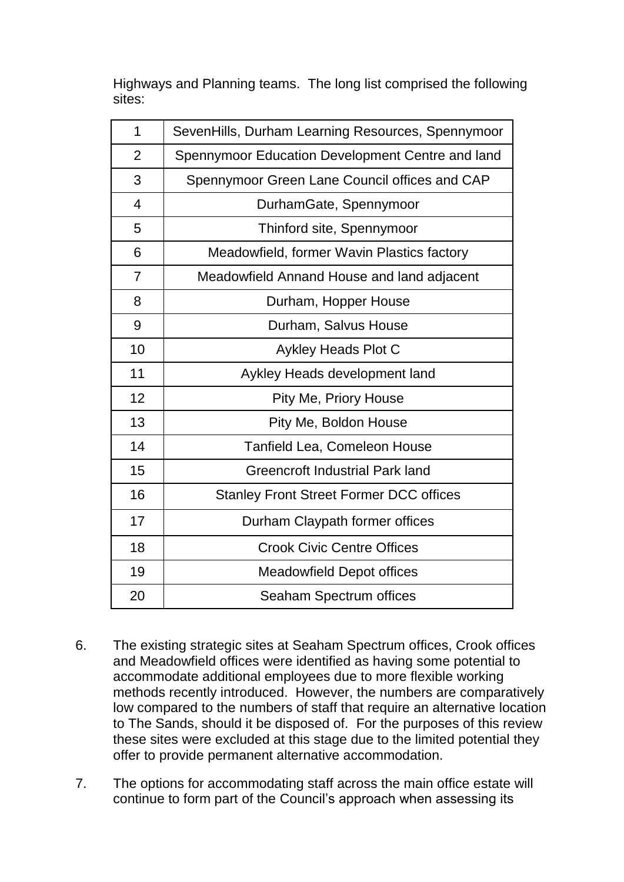Highways and Planning teams. The long list comprised the following sites:

| 1 | SevenHills, Durham Learning Resources, Spennymoor |
|---|---|
| 2 | Spennymoor Education Development Centre and land |
| 3 | Spennymoor Green Lane Council offices and CAP |
| 4 | DurhamGate, Spennymoor |
| 5 | Thinford site, Spennymoor |
| 6 | Meadowfield, former Wavin Plastics factory |
| 7 | Meadowfield Annand House and land adjacent |
| 8 | Durham, Hopper House |
| 9 | Durham, Salvus House |
| 10 | Aykley Heads Plot C |
| 11 | Aykley Heads development land |
| 12 | Pity Me, Priory House |
| 13 | Pity Me, Boldon House |
| 14 | Tanfield Lea, Comeleon House |
| 15 | Greencroft Industrial Park land |
| 16 | Stanley Front Street Former DCC offices |
| 17 | Durham Claypath former offices |
| 18 | Crook Civic Centre Offices |
| 19 | Meadowfield Depot offices |
| 20 | Seaham Spectrum offices |

6. The existing strategic sites at Seaham Spectrum offices, Crook offices and Meadowfield offices were identified as having some potential to accommodate additional employees due to more flexible working methods recently introduced. However, the numbers are comparatively low compared to the numbers of staff that require an alternative location to The Sands, should it be disposed of. For the purposes of this review these sites were excluded at this stage due to the limited potential they offer to provide permanent alternative accommodation.

7. The options for accommodating staff across the main office estate will continue to form part of the Council's approach when assessing its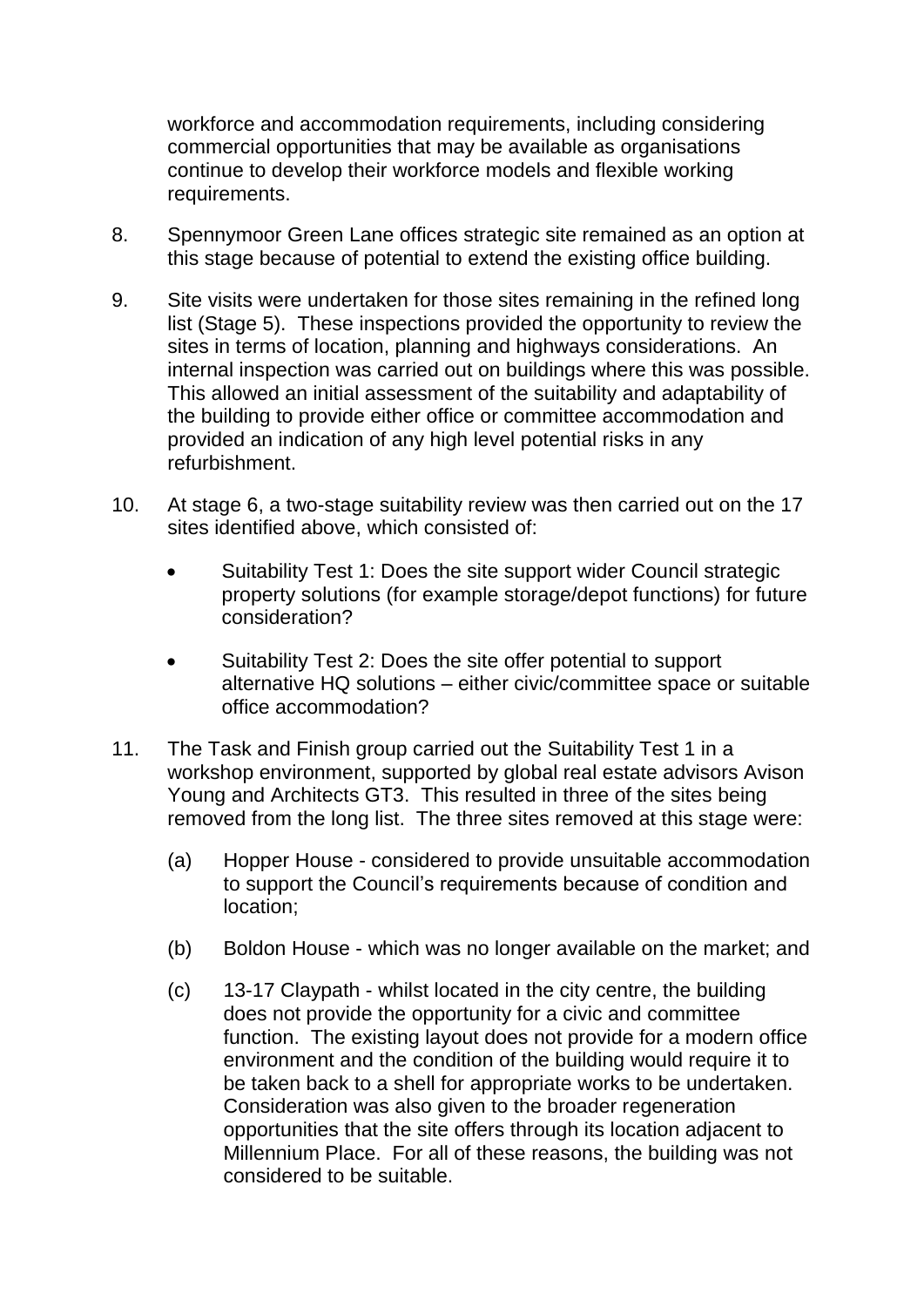workforce and accommodation requirements, including considering commercial opportunities that may be available as organisations continue to develop their workforce models and flexible working requirements.

8. Spennymoor Green Lane offices strategic site remained as an option at this stage because of potential to extend the existing office building.

9. Site visits were undertaken for those sites remaining in the refined long list (Stage 5). These inspections provided the opportunity to review the sites in terms of location, planning and highways considerations. An internal inspection was carried out on buildings where this was possible. This allowed an initial assessment of the suitability and adaptability of the building to provide either office or committee accommodation and provided an indication of any high level potential risks in any refurbishment.

10. At stage 6, a two-stage suitability review was then carried out on the 17 sites identified above, which consisted of:

    - Suitability Test 1: Does the site support wider Council strategic property solutions (for example storage/depot functions) for future consideration?
    - Suitability Test 2: Does the site offer potential to support alternative HQ solutions – either civic/committee space or suitable office accommodation?

11. The Task and Finish group carried out the Suitability Test 1 in a workshop environment, supported by global real estate advisors Avison Young and Architects GT3. This resulted in three of the sites being removed from the long list. The three sites removed at this stage were:

    (a) Hopper House - considered to provide unsuitable accommodation to support the Council's requirements because of condition and location;

    (b) Boldon House - which was no longer available on the market; and

    (c) 13-17 Claypath - whilst located in the city centre, the building does not provide the opportunity for a civic and committee function. The existing layout does not provide for a modern office environment and the condition of the building would require it to be taken back to a shell for appropriate works to be undertaken. Consideration was also given to the broader regeneration opportunities that the site offers through its location adjacent to Millennium Place. For all of these reasons, the building was not considered to be suitable.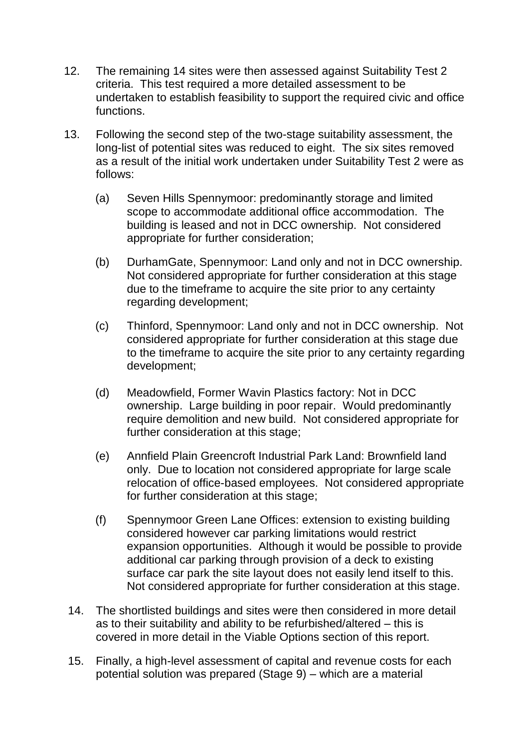12. The remaining 14 sites were then assessed against Suitability Test 2 criteria. This test required a more detailed assessment to be undertaken to establish feasibility to support the required civic and office functions.

13. Following the second step of the two-stage suitability assessment, the long-list of potential sites was reduced to eight. The six sites removed as a result of the initial work undertaken under Suitability Test 2 were as follows:

    (a) Seven Hills Spennymoor: predominantly storage and limited scope to accommodate additional office accommodation. The building is leased and not in DCC ownership. Not considered appropriate for further consideration;

    (b) DurhamGate, Spennymoor: Land only and not in DCC ownership. Not considered appropriate for further consideration at this stage due to the timeframe to acquire the site prior to any certainty regarding development;

    (c) Thinford, Spennymoor: Land only and not in DCC ownership. Not considered appropriate for further consideration at this stage due to the timeframe to acquire the site prior to any certainty regarding development;

    (d) Meadowfield, Former Wavin Plastics factory: Not in DCC ownership. Large building in poor repair. Would predominantly require demolition and new build. Not considered appropriate for further consideration at this stage;

    (e) Annfield Plain Greencroft Industrial Park Land: Brownfield land only. Due to location not considered appropriate for large scale relocation of office-based employees. Not considered appropriate for further consideration at this stage;

    (f) Spennymoor Green Lane Offices: extension to existing building considered however car parking limitations would restrict expansion opportunities. Although it would be possible to provide additional car parking through provision of a deck to existing surface car park the site layout does not easily lend itself to this. Not considered appropriate for further consideration at this stage.

14. The shortlisted buildings and sites were then considered in more detail as to their suitability and ability to be refurbished/altered – this is covered in more detail in the Viable Options section of this report.

15. Finally, a high-level assessment of capital and revenue costs for each potential solution was prepared (Stage 9) – which are a material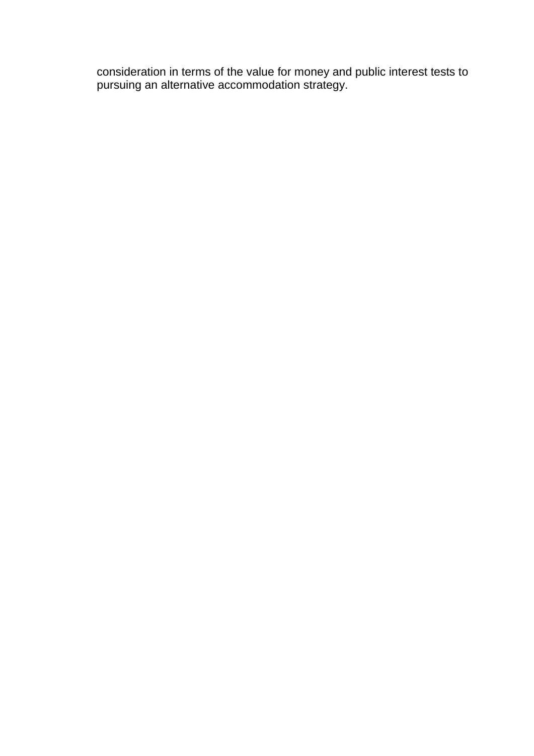consideration in terms of the value for money and public interest tests to pursuing an alternative accommodation strategy.